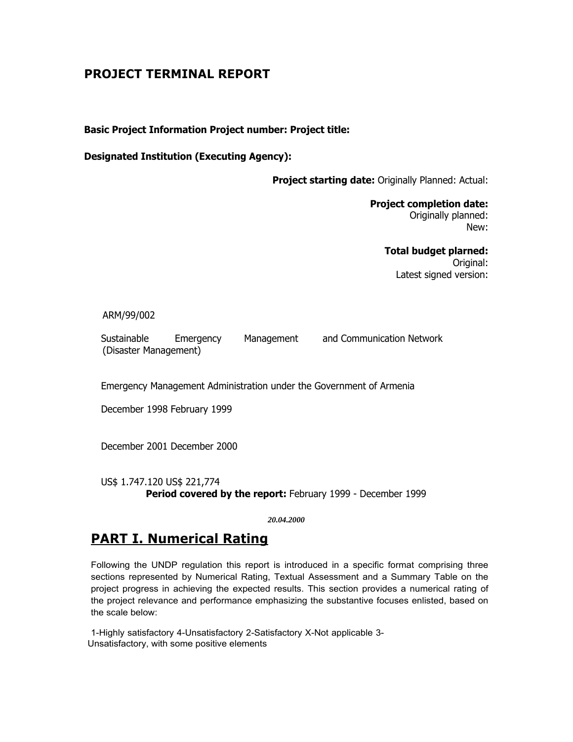## PROJECT TERMINAL REPORT

**Basic Project Information Project number: Project title:**

**Designated Institution (Executing Agency):**

**Project starting date:** Originally Planned: Actual:

**Project completion date:**
Originally planned:
New:

**Total budget plarned:**
Original:
Latest signed version:

ARM/99/002

Sustainable Emergency Management and Communication Network (Disaster Management)

Emergency Management Administration under the Government of Armenia

December 1998 February 1999

December 2001 December 2000

US$ 1.747.120 US$ 221,774

**Period covered by the report:** February 1999 - December 1999

***20.04.2000***

# PART I. Numerical Rating

Following the UNDP regulation this report is introduced in a specific format comprising three sections represented by Numerical Rating, Textual Assessment and a Summary Table on the project progress in achieving the expected results. This section provides a numerical rating of the project relevance and performance emphasizing the substantive focuses enlisted, based on the scale below:

1-Highly satisfactory 4-Unsatisfactory 2-Satisfactory X-Not applicable 3-Unsatisfactory, with some positive elements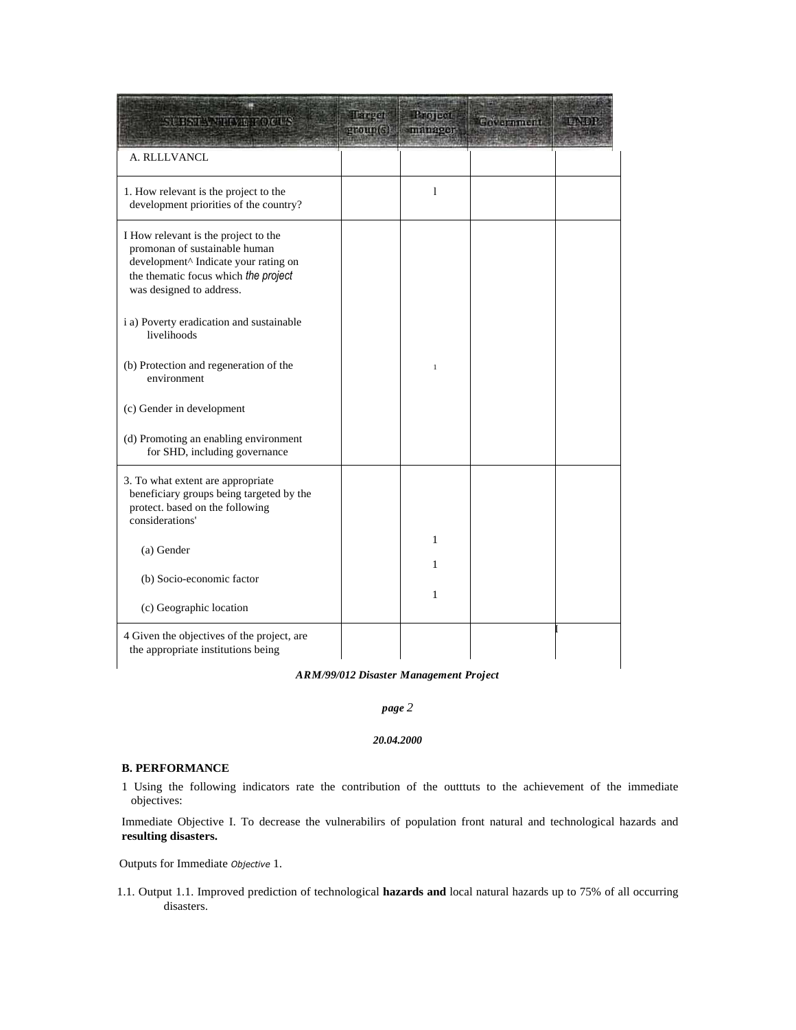| SUBSTANTIVE FOCUS | Target group(s) | Project manager | Government | UNDP |
|---|---|---|---|---|
| A. RLLLVANCL | | | | |
| 1. How relevant is the project to the development priorities of the country? | | l | | |
| I How relevant is the project to the promonan of sustainable human development^ Indicate your rating on the thematic focus which the project was designed to address.<br><br>i a) Poverty eradication and sustainable livelihoods<br><br>(b) Protection and regeneration of the environment<br><br>(c) Gender in development<br><br>(d) Promoting an enabling environment for SHD, including governance | | <br><br><br><br><br><br>1 | | |
| 3. To what extent are appropriate beneficiary groups being targeted by the protect. based on the following considerations'<br><br>(a) Gender<br><br>(b) Socio-economic factor<br><br>(c) Geographic location | | <br><br><br><br>1<br><br>1<br><br>1 | | |
| 4 Given the objectives of the project, are the appropriate institutions being | | | | I |

*ARM/99/012 Disaster Management Project*

*page 2*

*20.04.2000*

**B. PERFORMANCE**

1 Using the following indicators rate the contribution of the outttuts to the achievement of the immediate objectives:

Immediate Objective I. To decrease the vulnerabilirs of population front natural and technological hazards and **resulting disasters.**

Outputs for Immediate *Objective* 1.

1.1. Output 1.1. Improved prediction of technological **hazards and** local natural hazards up to 75% of all occurring disasters.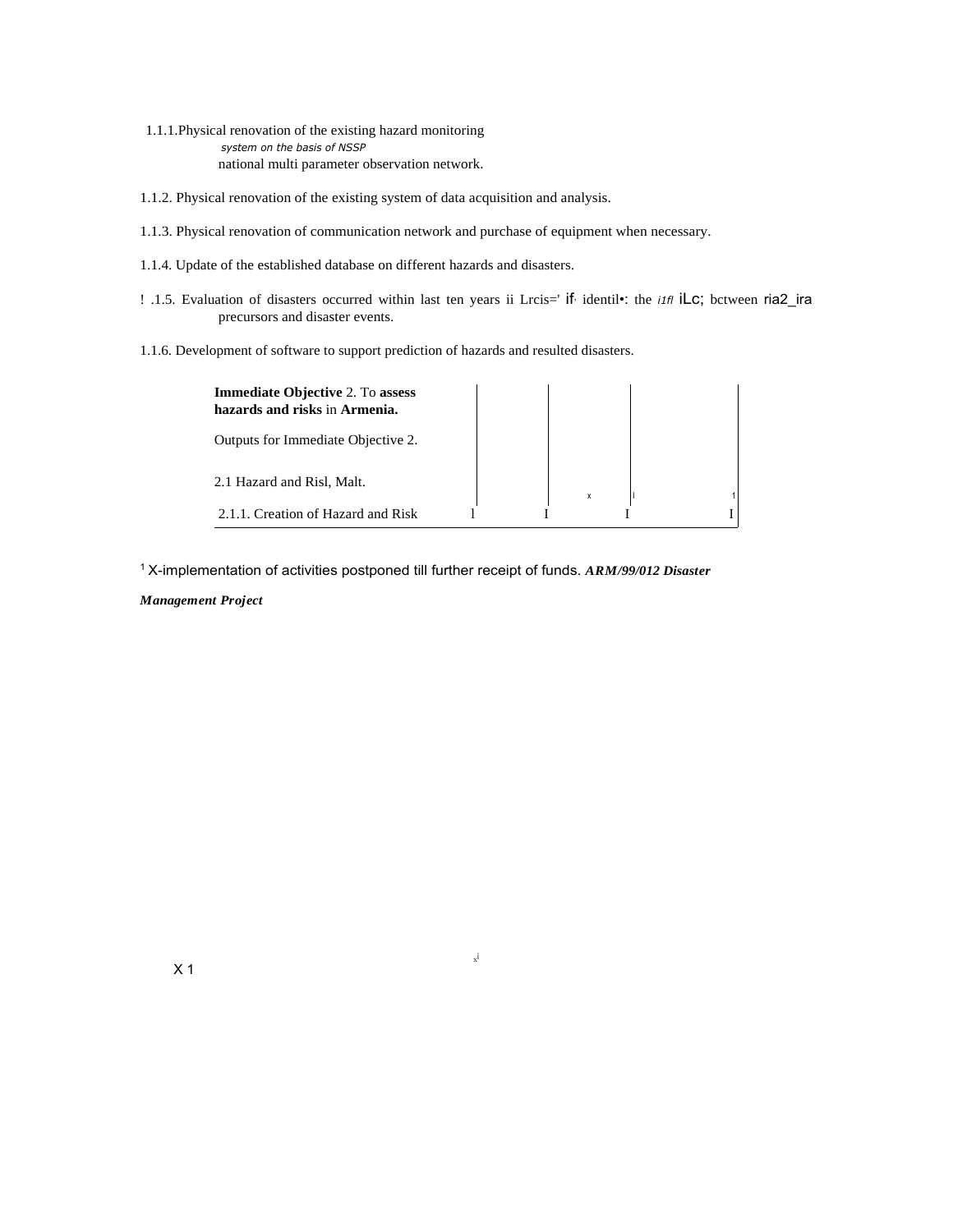1.1.1.Physical renovation of the existing hazard monitoring system on the basis of NSSP national multi parameter observation network.

1.1.2. Physical renovation of the existing system of data acquisition and analysis.

1.1.3. Physical renovation of communication network and purchase of equipment when necessary.

1.1.4. Update of the established database on different hazards and disasters.

! .1.5. Evaluation of disasters occurred within last ten years ii Lrcis=' if· identil•: the i1fl iLc; bctween ria2_ira precursors and disaster events.

1.1.6. Development of software to support prediction of hazards and resulted disasters.

| | | | | |
|---|---|---|---|---|
| **Immediate Objective** 2. To **assess hazards and risks** in **Armenia.** | | | | |
| Outputs for Immediate Objective 2. | | | | |
| 2.1 Hazard and Risl, Malt. | | x | l | 1 |
| 2.1.1. Creation of Hazard and Risk | l | I | I | I |

[1] X-implementation of activities postponed till further receipt of funds. ***ARM/99/012 Disaster Management Project***

X 1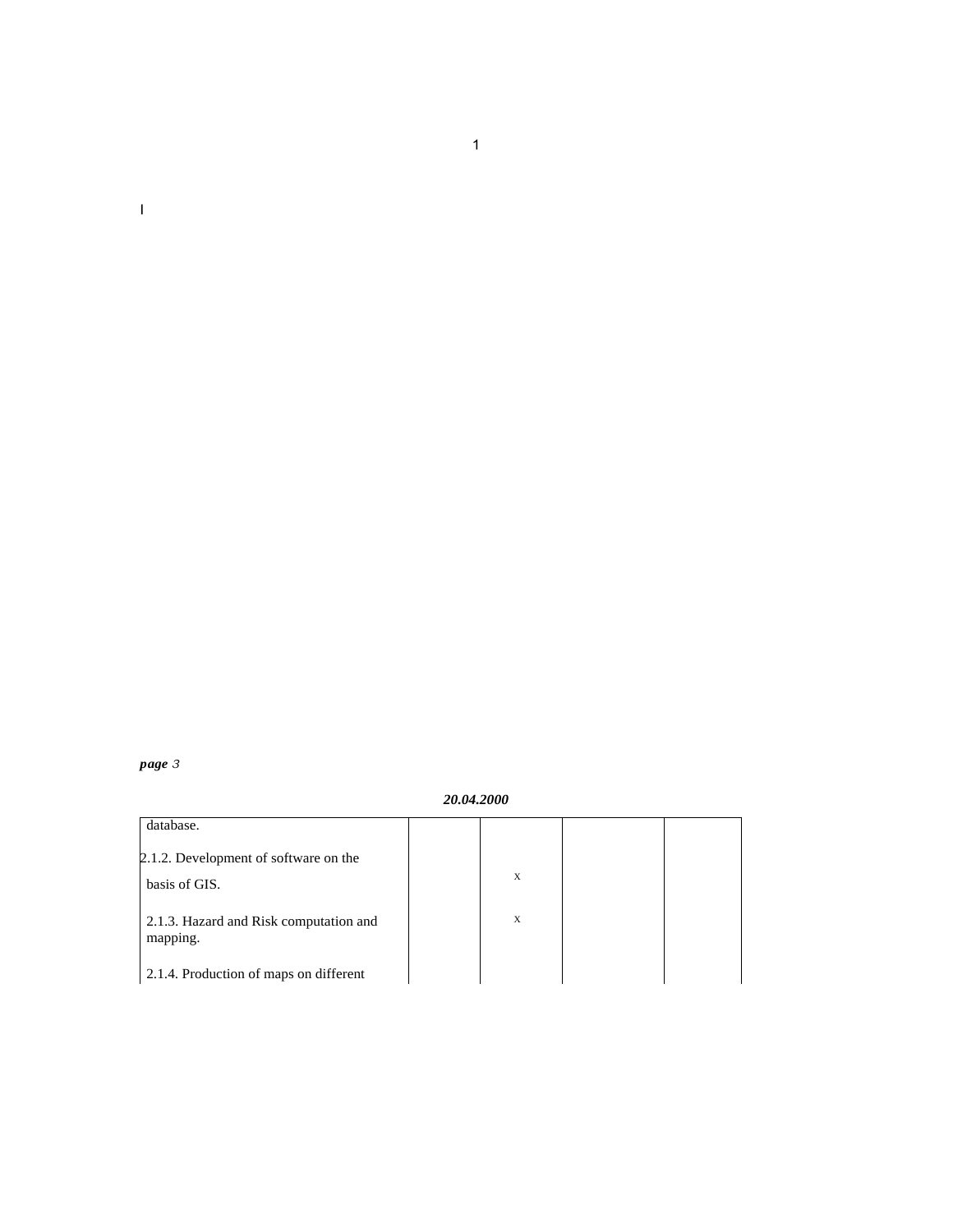*20.04.2000*

| | | | | |
|---|---|---|---|---|
| database. | | | | |
| 2.1.2. Development of software on the basis of GIS. | | X | | |
| 2.1.3. Hazard and Risk computation and mapping. | | X | | |
| 2.1.4. Production of maps on different | | | | |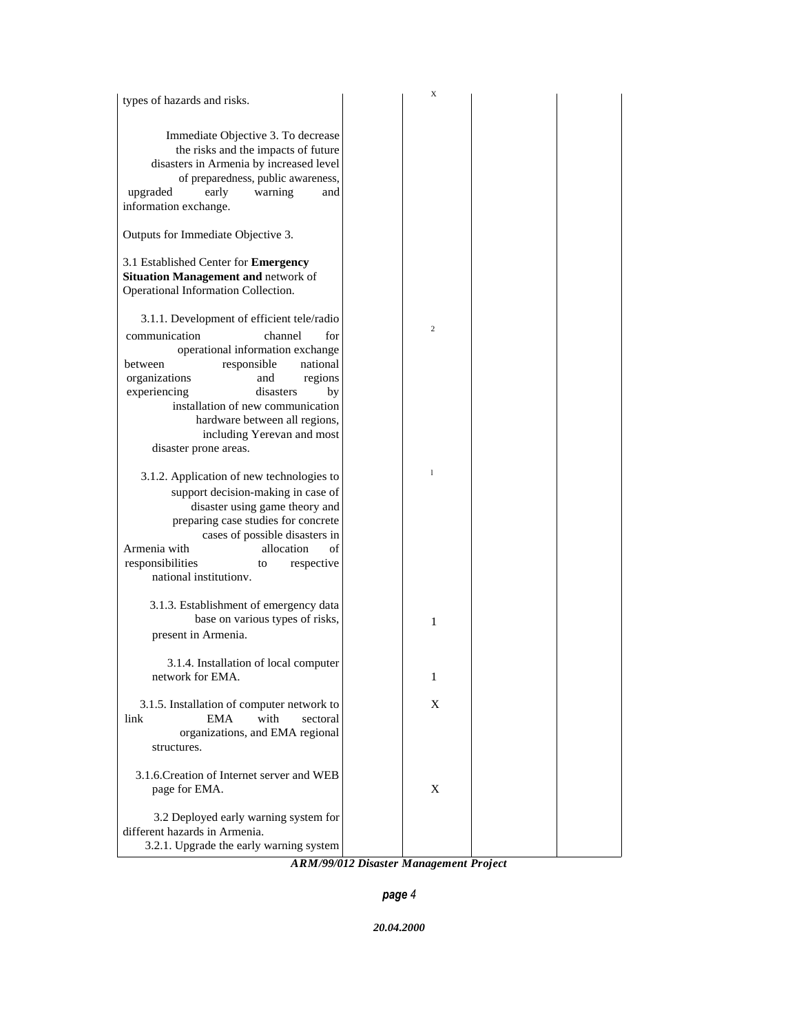| | | | | |
|---|---|---|---|---|
| types of hazards and risks. | | X | | |
| Immediate Objective 3. To decrease the risks and the impacts of future disasters in Armenia by increased level of preparedness, public awareness, upgraded early warning and information exchange. | | | | |
| Outputs for Immediate Objective 3. | | | | |
| 3.1 Established Center for **Emergency Situation Management and** network of Operational Information Collection. | | | | |
| 3.1.1. Development of efficient tele/radio communication channel for operational information exchange between responsible national organizations and regions experiencing disasters by installation of new communication hardware between all regions, including Yerevan and most disaster prone areas. | | 2 | | |
| 3.1.2. Application of new technologies to support decision-making in case of disaster using game theory and preparing case studies for concrete cases of possible disasters in Armenia with allocation of responsibilities to respective national institutionv. | | 1 | | |
| 3.1.3. Establishment of emergency data base on various types of risks, present in Armenia. | | 1 | | |
| 3.1.4. Installation of local computer network for EMA. | | 1 | | |
| 3.1.5. Installation of computer network to link EMA with sectoral organizations, and EMA regional structures. | | X | | |
| 3.1.6.Creation of Internet server and WEB page for EMA. | | X | | |
| 3.2 Deployed early warning system for different hazards in Armenia. 3.2.1. Upgrade the early warning system | | | | |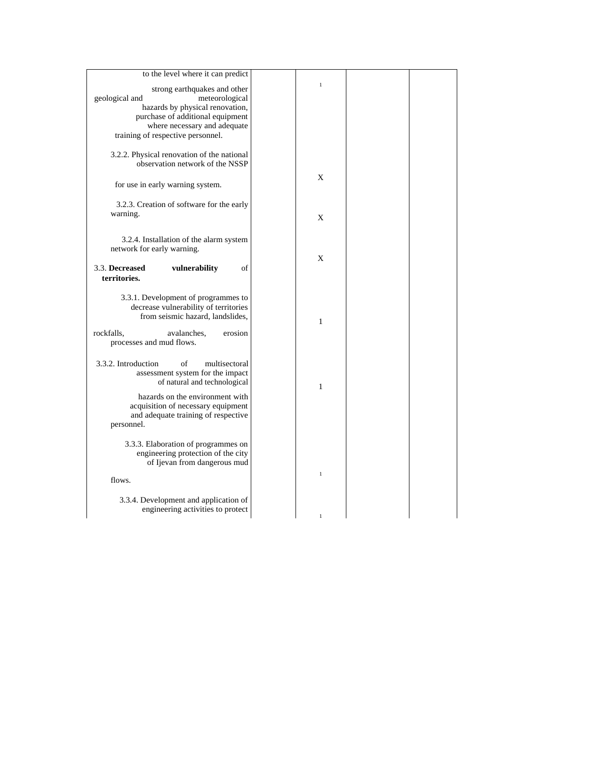| | | | | |
|---|---|---|---|---|
| to the level where it can predict strong earthquakes and other geological and meteorological hazards by physical renovation, purchase of additional equipment where necessary and adequate training of respective personnel. | | 1 | | |
| 3.2.2. Physical renovation of the national observation network of the NSSP for use in early warning system. | | X | | |
| 3.2.3. Creation of software for the early warning. | | X | | |
| 3.2.4. Installation of the alarm system network for early warning. | | X | | |
| 3.3. **Decreased vulnerability of territories.** | | | | |
| 3.3.1. Development of programmes to decrease vulnerability of territories from seismic hazard, landslides, rockfalls, avalanches, erosion processes and mud flows. | | 1 | | |
| 3.3.2. Introduction of multisectoral assessment system for the impact of natural and technological hazards on the environment with acquisition of necessary equipment and adequate training of respective personnel. | | 1 | | |
| 3.3.3. Elaboration of programmes on engineering protection of the city of Ijevan from dangerous mud flows. | | 1 | | |
| 3.3.4. Development and application of engineering activities to protect | | 1 | | |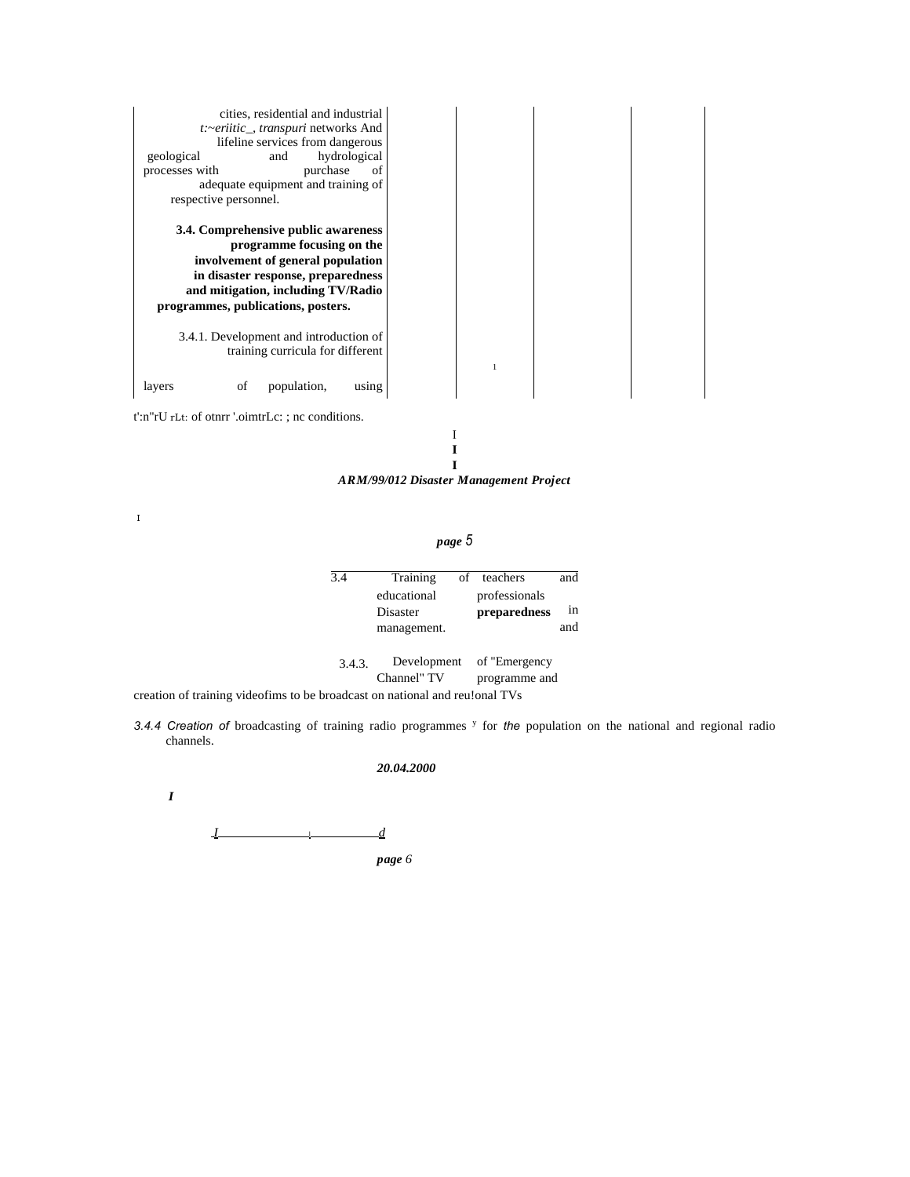| | | | | | |
|---|---|---|---|---|---|
| cities, residential and industrial t:~eriitic_, transpuri networks And lifeline services from dangerous geological and hydrological processes with purchase of adequate equipment and training of respective personnel. | | | | | |
| **3.4. Comprehensive public awareness programme focusing on the involvement of general population in disaster response, preparedness and mitigation, including TV/Radio programmes, publications, posters.** | | | | | |
| 3.4.1. Development and introduction of training curricula for different layers of population, using | | | 1 | | |

t':n"rU rLt: of otnrr '.oimtrLc: ; nc conditions.

I
I
I

***ARM/99/012 Disaster Management Project***

I

3.4 Training of teachers and educational professionals in Disaster **preparedness** and management.

3.4.3. Development of "Emergency Channel" TV programme and creation of training videofims to be broadcast on national and reu!onal TVs

*3.4.4 Creation of* broadcasting of training radio programmes [y] for *the* population on the national and regional radio channels.

***20.04.2000***

***I***

I ı d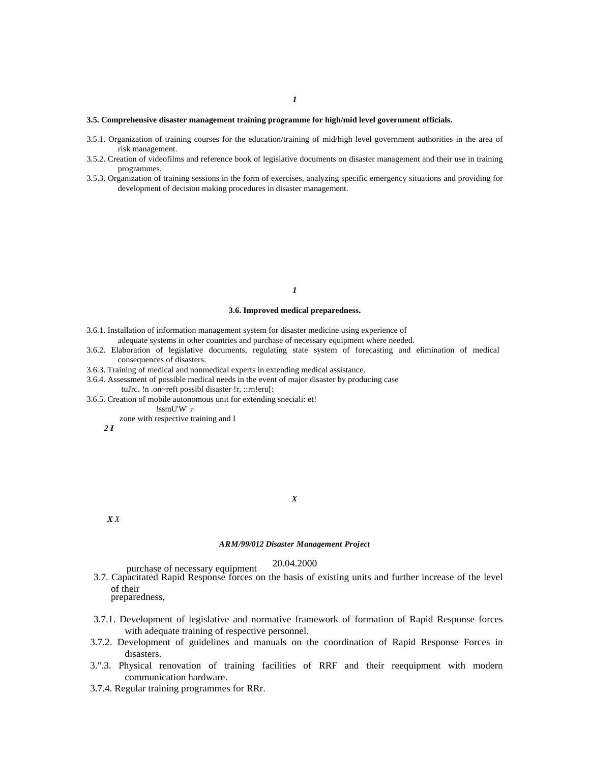### 3.5. Comprehensive disaster management training programme for high/mid level government officials.

3.5.1. Organization of training courses for the education/training of mid/high level government authorities in the area of risk management.

3.5.2. Creation of videofilms and reference book of legislative documents on disaster management and their use in training programmes.

3.5.3. Organization of training sessions in the form of exercises, analyzing specific emergency situations and providing for development of decision making procedures in disaster management.

### 3.6. Improved medical preparedness.

3.6.1. Installation of information management system for disaster medicine using experience of adequate systems in other countries and purchase of necessary equipment where needed.

3.6.2. Elaboration of legislative documents, regulating state system of forecasting and elimination of medical consequences of disasters.

3.6.3. Training of medical and nonmedical experts in extending medical assistance.

3.6.4. Assessment of possible medical needs in the event of major disaster by producing case tuJrc. !n .on~reft possibl disaster !r, ::rn!eru[:

3.6.5. Creation of mobile autonomous unit for extending sneciali: et! !ssmU'W' .71 zone with respective training and I purchase of necessary equipment

3.7. Capacitated Rapid Response forces on the basis of existing units and further increase of the level of their preparedness,

3.7.1. Development of legislative and normative framework of formation of Rapid Response forces with adequate training of respective personnel.

3.7.2. Development of guidelines and manuals on the coordination of Rapid Response Forces in disasters.

3.".3. Physical renovation of training facilities of RRF and their reequipment with modern communication hardware.

3.7.4. Regular training programmes for RRr.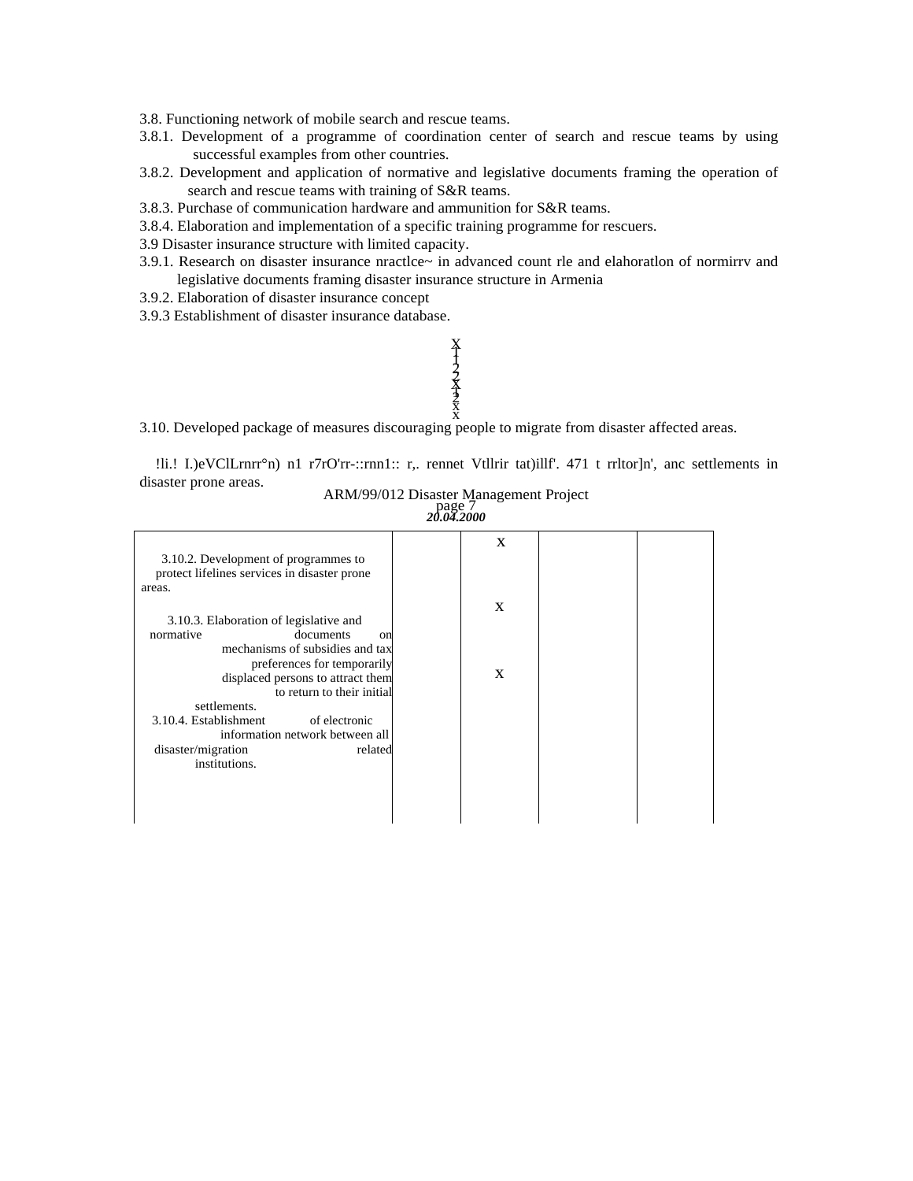3.8. Functioning network of mobile search and rescue teams.

3.8.1. Development of a programme of coordination center of search and rescue teams by using successful examples from other countries.

3.8.2. Development and application of normative and legislative documents framing the operation of search and rescue teams with training of S&R teams.

3.8.3. Purchase of communication hardware and ammunition for S&R teams.

3.8.4. Elaboration and implementation of a specific training programme for rescuers.

3.9 Disaster insurance structure with limited capacity.

3.9.1. Research on disaster insurance nractlce~ in advanced count rle and elahoratlon of normirrv and legislative documents framing disaster insurance structure in Armenia

3.9.2. Elaboration of disaster insurance concept

3.9.3 Establishment of disaster insurance database.

X
1
1
2
2
X
1
2
X
X

3.10. Developed package of measures discouraging people to migrate from disaster affected areas.

!li.! I.)eVClLrnrr°n) n1 r7rO'rr-::rnn1:: r,. rennet Vtllrir tat)illf'. 471 t rrltor]n', anc settlements in disaster prone areas.

ARM/99/012 Disaster Management Project

*20.04.2000*

| | | | | |
|---|---|---|---|---|
| 3.10.2. Development of programmes to protect lifelines services in disaster prone areas. | | X | | |
| 3.10.3. Elaboration of legislative and normative documents on mechanisms of subsidies and tax preferences for temporarily displaced persons to attract them to return to their initial settlements. | | X | | |
| 3.10.4. Establishment of electronic information network between all disaster/migration related institutions. | | X | | |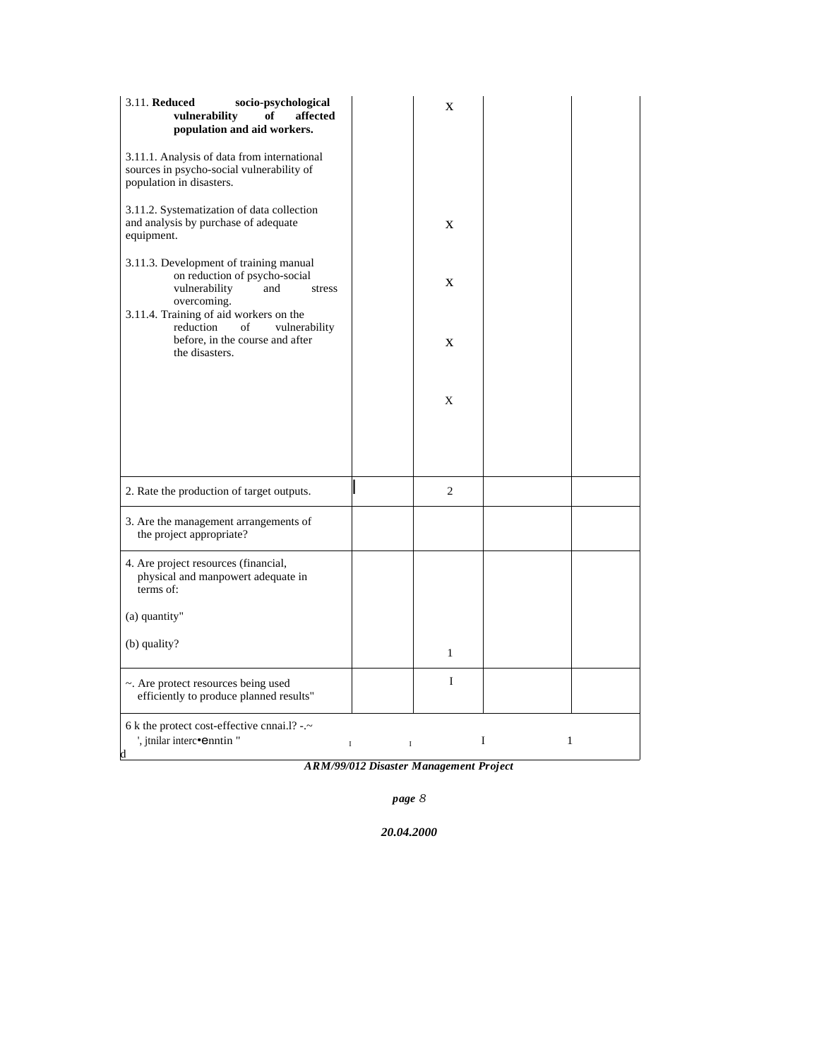| | | | | |
|---|---|---|---|---|
| 3.11. **Reduced socio-psychological vulnerability of affected population and aid workers.**<br><br>3.11.1. Analysis of data from international sources in psycho-social vulnerability of population in disasters.<br><br>3.11.2. Systematization of data collection and analysis by purchase of adequate equipment.<br><br>3.11.3. Development of training manual on reduction of psycho-social vulnerability and stress overcoming.<br>3.11.4. Training of aid workers on the reduction of vulnerability before, in the course and after the disasters. | | X<br><br>X<br><br>X<br><br>X<br><br>X | | |
| 2. Rate the production of target outputs. | | 2 | | |
| 3. Are the management arrangements of the project appropriate? | | | | |
| 4. Are project resources (financial, physical and manpowert adequate in terms of:<br><br>(a) quantity"<br><br>(b) quality? | | 1 | | |
| ~. Are protect resources being used efficiently to produce planned results" | | I | | |
| 6 k the protect cost-effective cnnai.l? -.~ ', jtnilar interc•enntin " | I | I | I | 1 |

d

***ARM/99/012 Disaster Management Project***

***page** 8*

***20.04.2000***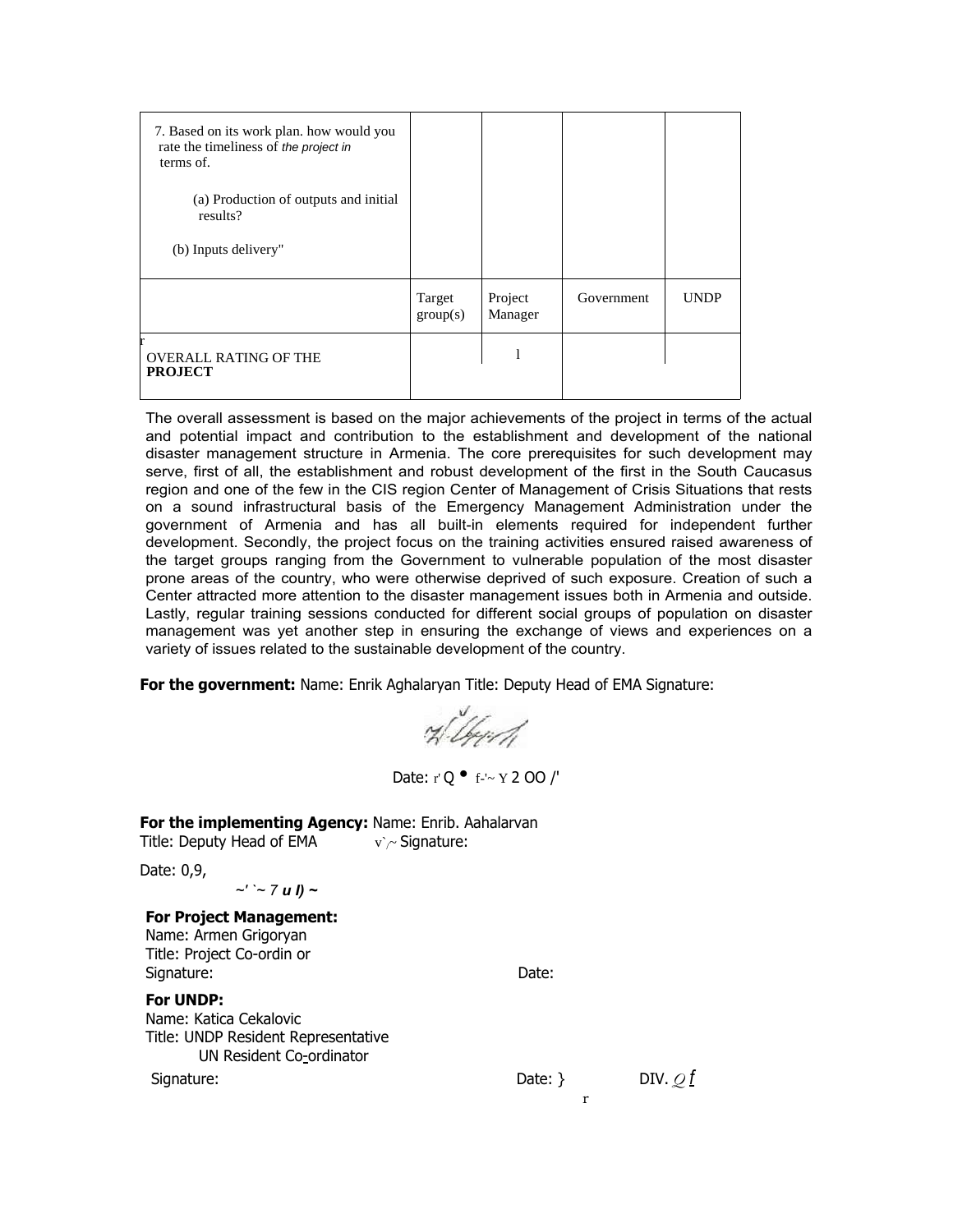| 7. Based on its work plan. how would you rate the timeliness of *the project in* terms of.<br><br>(a) Production of outputs and initial results?<br><br>(b) Inputs delivery" | | | | |
|---|---|---|---|---|
| | Target group(s) | Project Manager | Government | UNDP |
| r<br>OVERALL RATING OF THE **PROJECT** | | l | | |

The overall assessment is based on the major achievements of the project in terms of the actual and potential impact and contribution to the establishment and development of the national disaster management structure in Armenia. The core prerequisites for such development may serve, first of all, the establishment and robust development of the first in the South Caucasus region and one of the few in the CIS region Center of Management of Crisis Situations that rests on a sound infrastructural basis of the Emergency Management Administration under the government of Armenia and has all built-in elements required for independent further development. Secondly, the project focus on the training activities ensured raised awareness of the target groups ranging from the Government to vulnerable population of the most disaster prone areas of the country, who were otherwise deprived of such exposure. Creation of such a Center attracted more attention to the disaster management issues both in Armenia and outside. Lastly, regular training sessions conducted for different social groups of population on disaster management was yet another step in ensuring the exchange of views and experiences on a variety of issues related to the sustainable development of the country.

**For the government:** Name: Enrik Aghalaryan Title: Deputy Head of EMA Signature:

Date: r' Q • f-'~ Y 2 OO /'

**For the implementing Agency:** Name: Enrib. Aahalarvan
Title: Deputy Head of EMA v`/~ Signature:

Date: 0,9,

~' `~ 7 *u I)* ~

**For Project Management:**
Name: Armen Grigoryan
Title: Project Co-ordin or
Signature: Date:

**For UNDP:**
Name: Katica Cekalovic
Title: UNDP Resident Representative
UN Resident Co-ordinator
Signature: Date: } DIV. *Q f*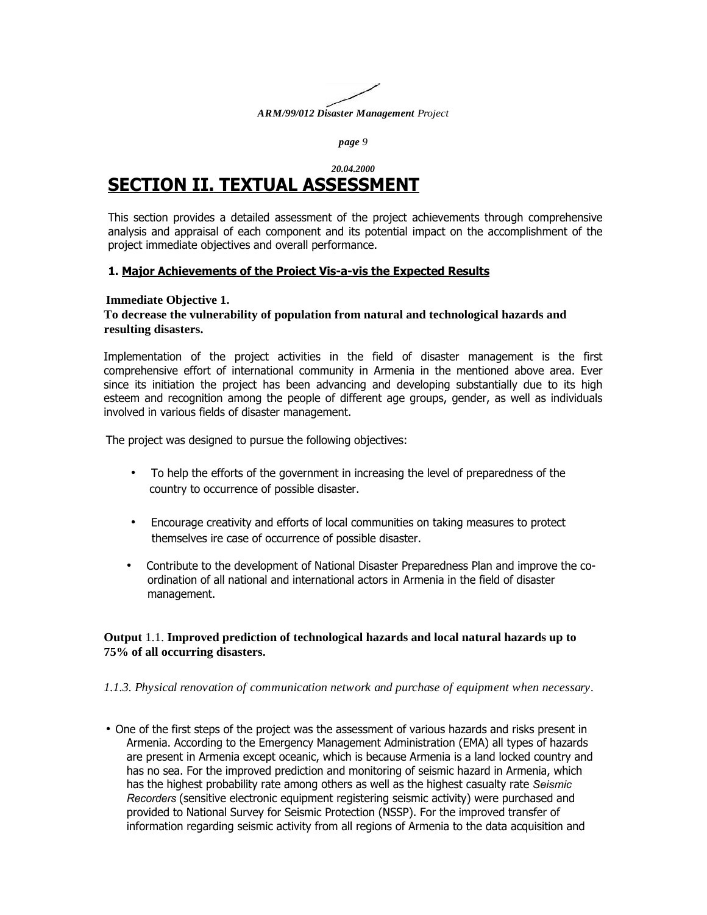# SECTION II. TEXTUAL ASSESSMENT

This section provides a detailed assessment of the project achievements through comprehensive analysis and appraisal of each component and its potential impact on the accomplishment of the project immediate objectives and overall performance.

## 1. Major Achievements of the Proiect Vis-a-vis the Expected Results

**Immediate Objective 1.**
**To decrease the vulnerability of population from natural and technological hazards and resulting disasters.**

Implementation of the project activities in the field of disaster management is the first comprehensive effort of international community in Armenia in the mentioned above area. Ever since its initiation the project has been advancing and developing substantially due to its high esteem and recognition among the people of different age groups, gender, as well as individuals involved in various fields of disaster management.

The project was designed to pursue the following objectives:

- To help the efforts of the government in increasing the level of preparedness of the country to occurrence of possible disaster.
- Encourage creativity and efforts of local communities on taking measures to protect themselves ire case of occurrence of possible disaster.
- Contribute to the development of National Disaster Preparedness Plan and improve the co-ordination of all national and international actors in Armenia in the field of disaster management.

**Output** 1.1. **Improved prediction of technological hazards and local natural hazards up to 75% of all occurring disasters.**

*1.1.3. Physical renovation of communication network and purchase of equipment when necessary.*

- One of the first steps of the project was the assessment of various hazards and risks present in Armenia. According to the Emergency Management Administration (EMA) all types of hazards are present in Armenia except oceanic, which is because Armenia is a land locked country and has no sea. For the improved prediction and monitoring of seismic hazard in Armenia, which has the highest probability rate among others as well as the highest casualty rate *Seismic Recorders* (sensitive electronic equipment registering seismic activity) were purchased and provided to National Survey for Seismic Protection (NSSP). For the improved transfer of information regarding seismic activity from all regions of Armenia to the data acquisition and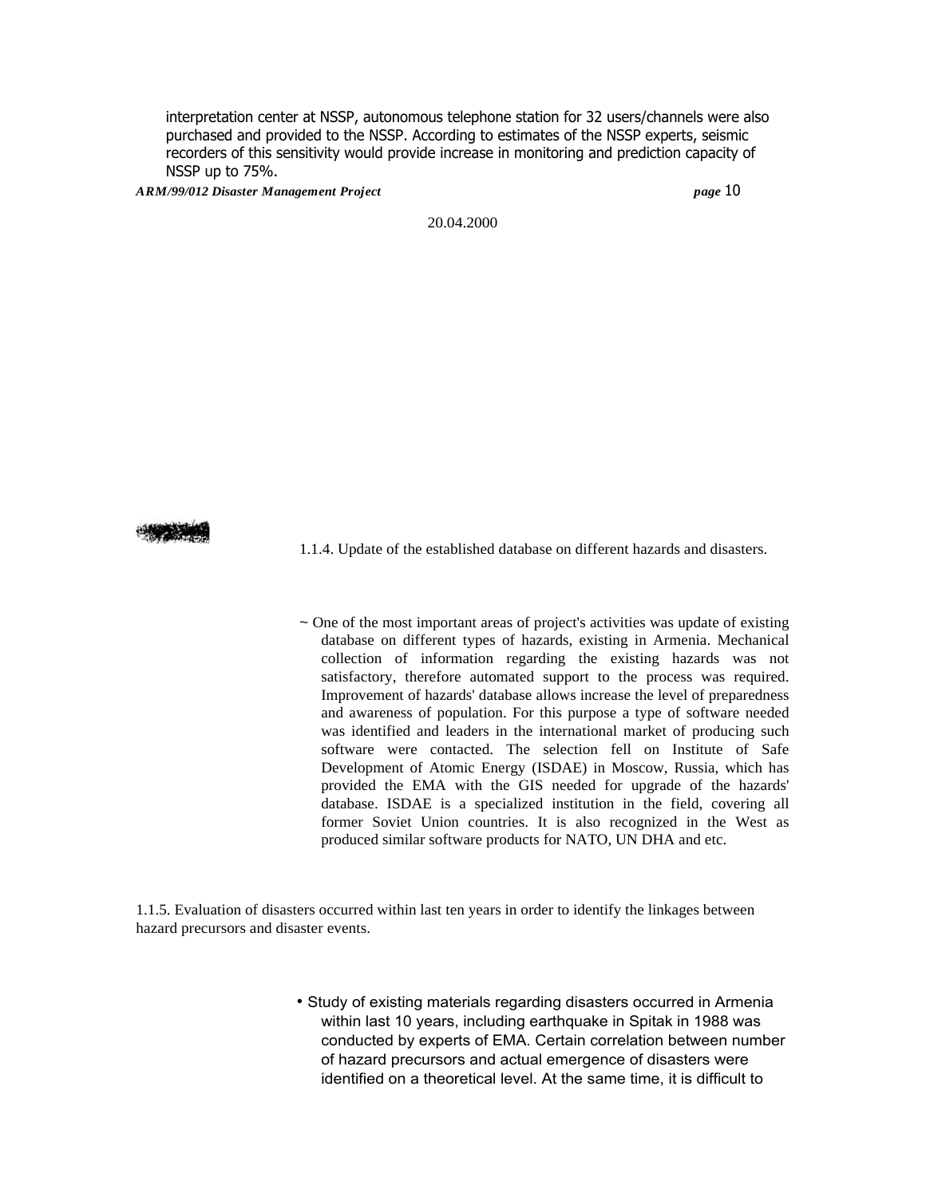interpretation center at NSSP, autonomous telephone station for 32 users/channels were also purchased and provided to the NSSP. According to estimates of the NSSP experts, seismic recorders of this sensitivity would provide increase in monitoring and prediction capacity of NSSP up to 75%.

20.04.2000

1.1.4. Update of the established database on different hazards and disasters.

~ One of the most important areas of project's activities was update of existing database on different types of hazards, existing in Armenia. Mechanical collection of information regarding the existing hazards was not satisfactory, therefore automated support to the process was required. Improvement of hazards' database allows increase the level of preparedness and awareness of population. For this purpose a type of software needed was identified and leaders in the international market of producing such software were contacted. The selection fell on Institute of Safe Development of Atomic Energy (ISDAE) in Moscow, Russia, which has provided the EMA with the GIS needed for upgrade of the hazards' database. ISDAE is a specialized institution in the field, covering all former Soviet Union countries. It is also recognized in the West as produced similar software products for NATO, UN DHA and etc.

1.1.5. Evaluation of disasters occurred within last ten years in order to identify the linkages between hazard precursors and disaster events.

- Study of existing materials regarding disasters occurred in Armenia within last 10 years, including earthquake in Spitak in 1988 was conducted by experts of EMA. Certain correlation between number of hazard precursors and actual emergence of disasters were identified on a theoretical level. At the same time, it is difficult to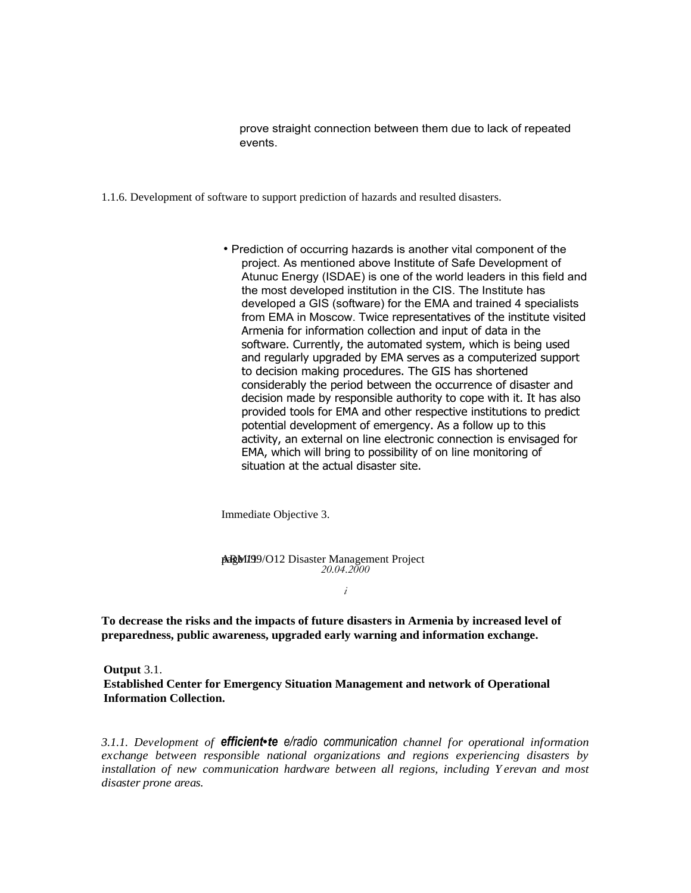prove straight connection between them due to lack of repeated events.

1.1.6. Development of software to support prediction of hazards and resulted disasters.

- Prediction of occurring hazards is another vital component of the project. As mentioned above Institute of Safe Development of Atunuc Energy (ISDAE) is one of the world leaders in this field and the most developed institution in the CIS. The Institute has developed a GIS (software) for the EMA and trained 4 specialists from EMA in Moscow. Twice representatives of the institute visited Armenia for information collection and input of data in the software. Currently, the automated system, which is being used and regularly upgraded by EMA serves as a computerized support to decision making procedures. The GIS has shortened considerably the period between the occurrence of disaster and decision made by responsible authority to cope with it. It has also provided tools for EMA and other respective institutions to predict potential development of emergency. As a follow up to this activity, an external on line electronic connection is envisaged for EMA, which will bring to possibility of on line monitoring of situation at the actual disaster site.

Immediate Objective 3.

**To decrease the risks and the impacts of future disasters in Armenia by increased level of preparedness, public awareness, upgraded early warning and information exchange.**

**Output** 3.1.
**Established Center for Emergency Situation Management and network of Operational Information Collection.**

*3.1.1. Development of **efficient•te** e/radio communication channel for operational information exchange between responsible national organizations and regions experiencing disasters by installation of new communication hardware between all regions, including Yerevan and most disaster prone areas.*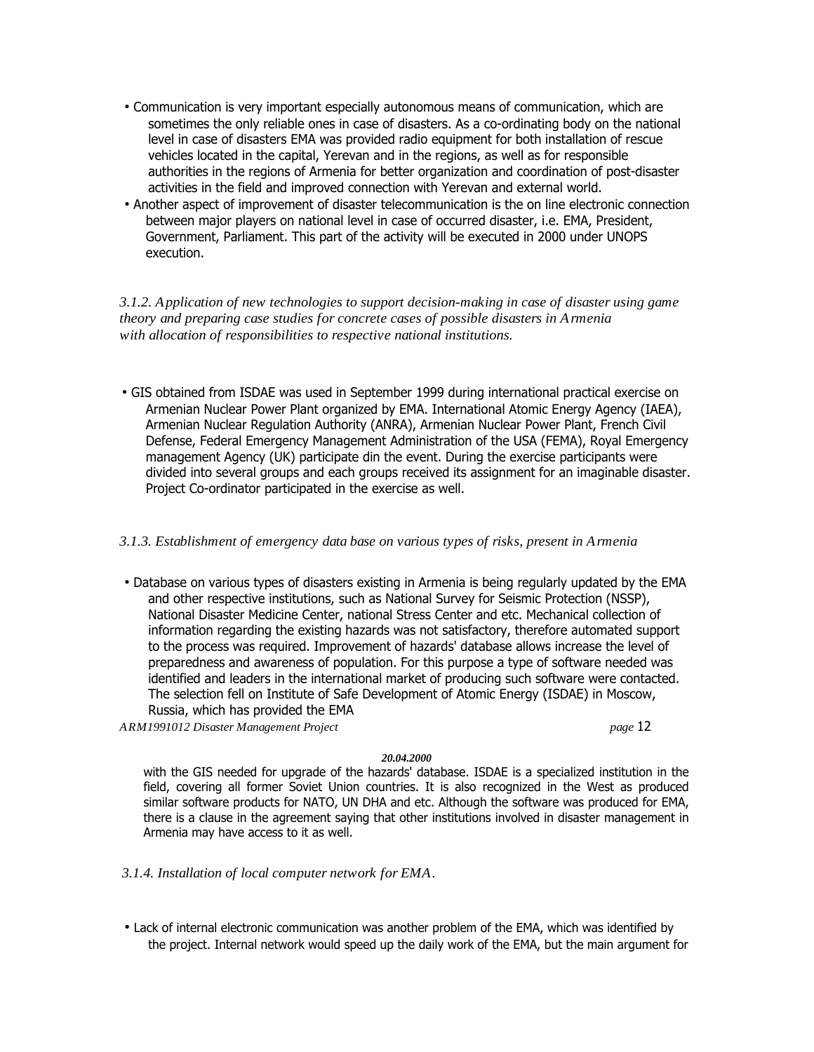- Communication is very important especially autonomous means of communication, which are sometimes the only reliable ones in case of disasters. As a co-ordinating body on the national level in case of disasters EMA was provided radio equipment for both installation of rescue vehicles located in the capital, Yerevan and in the regions, as well as for responsible authorities in the regions of Armenia for better organization and coordination of post-disaster activities in the field and improved connection with Yerevan and external world.
- Another aspect of improvement of disaster telecommunication is the on line electronic connection between major players on national level in case of occurred disaster, i.e. EMA, President, Government, Parliament. This part of the activity will be executed in 2000 under UNOPS execution.

*3.1.2. Application of new technologies to support decision-making in case of disaster using game theory and preparing case studies for concrete cases of possible disasters in Armenia with allocation of responsibilities to respective national institutions.*

- GIS obtained from ISDAE was used in September 1999 during international practical exercise on Armenian Nuclear Power Plant organized by EMA. International Atomic Energy Agency (IAEA), Armenian Nuclear Regulation Authority (ANRA), Armenian Nuclear Power Plant, French Civil Defense, Federal Emergency Management Administration of the USA (FEMA), Royal Emergency management Agency (UK) participate din the event. During the exercise participants were divided into several groups and each groups received its assignment for an imaginable disaster. Project Co-ordinator participated in the exercise as well.

*3.1.3. Establishment of emergency data base on various types of risks, present in Armenia*

- Database on various types of disasters existing in Armenia is being regularly updated by the EMA and other respective institutions, such as National Survey for Seismic Protection (NSSP), National Disaster Medicine Center, national Stress Center and etc. Mechanical collection of information regarding the existing hazards was not satisfactory, therefore automated support to the process was required. Improvement of hazards' database allows increase the level of preparedness and awareness of population. For this purpose a type of software needed was identified and leaders in the international market of producing such software were contacted. The selection fell on Institute of Safe Development of Atomic Energy (ISDAE) in Moscow, Russia, which has provided the EMA with the GIS needed for upgrade of the hazards' database. ISDAE is a specialized institution in the field, covering all former Soviet Union countries. It is also recognized in the West as produced similar software products for NATO, UN DHA and etc. Although the software was produced for EMA, there is a clause in the agreement saying that other institutions involved in disaster management in Armenia may have access to it as well.

*3.1.4. Installation of local computer network for EMA.*

- Lack of internal electronic communication was another problem of the EMA, which was identified by the project. Internal network would speed up the daily work of the EMA, but the main argument for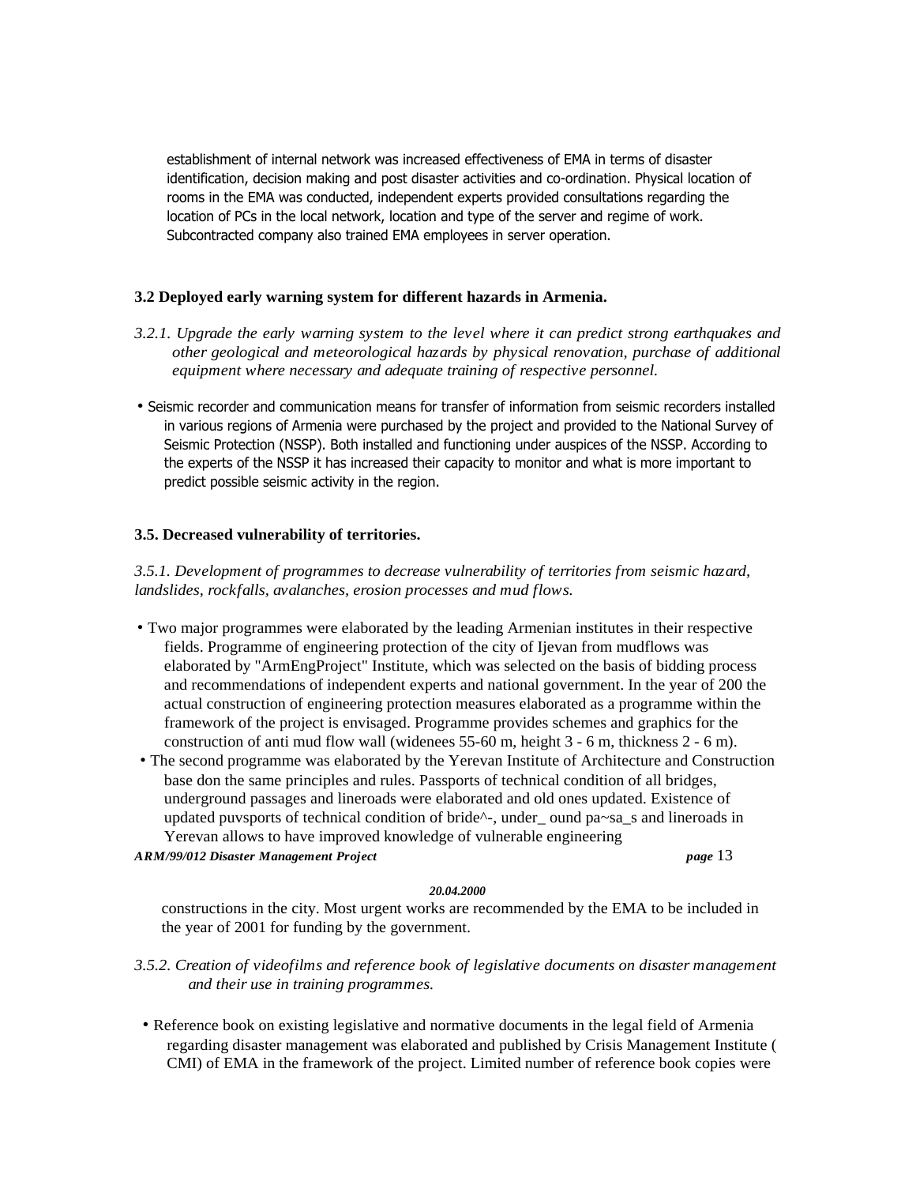establishment of internal network was increased effectiveness of EMA in terms of disaster identification, decision making and post disaster activities and co-ordination. Physical location of rooms in the EMA was conducted, independent experts provided consultations regarding the location of PCs in the local network, location and type of the server and regime of work. Subcontracted company also trained EMA employees in server operation.

**3.2 Deployed early warning system for different hazards in Armenia.**

*3.2.1. Upgrade the early warning system to the level where it can predict strong earthquakes and other geological and meteorological hazards by physical renovation, purchase of additional equipment where necessary and adequate training of respective personnel.*

- Seismic recorder and communication means for transfer of information from seismic recorders installed in various regions of Armenia were purchased by the project and provided to the National Survey of Seismic Protection (NSSP). Both installed and functioning under auspices of the NSSP. According to the experts of the NSSP it has increased their capacity to monitor and what is more important to predict possible seismic activity in the region.

**3.5. Decreased vulnerability of territories.**

*3.5.1. Development of programmes to decrease vulnerability of territories from seismic hazard, landslides, rockfalls, avalanches, erosion processes and mud flows.*

- Two major programmes were elaborated by the leading Armenian institutes in their respective fields. Programme of engineering protection of the city of Ijevan from mudflows was elaborated by "ArmEngProject" Institute, which was selected on the basis of bidding process and recommendations of independent experts and national government. In the year of 200 the actual construction of engineering protection measures elaborated as a programme within the framework of the project is envisaged. Programme provides schemes and graphics for the construction of anti mud flow wall (widenees 55-60 m, height 3 - 6 m, thickness 2 - 6 m).
- The second programme was elaborated by the Yerevan Institute of Architecture and Construction base don the same principles and rules. Passports of technical condition of all bridges, underground passages and lineroads were elaborated and old ones updated. Existence of updated puvsports of technical condition of bride^-, under_ ound pa~sa_s and lineroads in Yerevan allows to have improved knowledge of vulnerable engineering constructions in the city. Most urgent works are recommended by the EMA to be included in the year of 2001 for funding by the government.

*3.5.2. Creation of videofilms and reference book of legislative documents on disaster management and their use in training programmes.*

- Reference book on existing legislative and normative documents in the legal field of Armenia regarding disaster management was elaborated and published by Crisis Management Institute ( CMI) of EMA in the framework of the project. Limited number of reference book copies were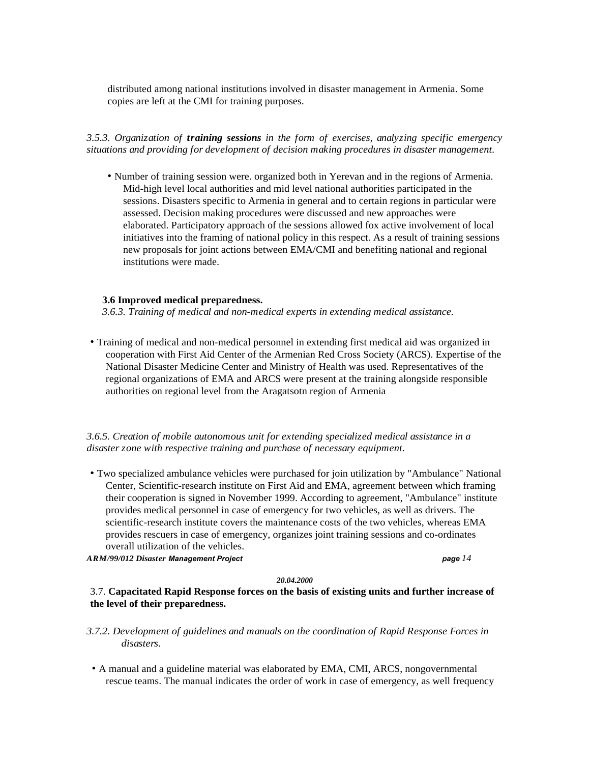distributed among national institutions involved in disaster management in Armenia. Some copies are left at the CMI for training purposes.

*3.5.3. Organization of **training sessions** in the form of exercises, analyzing specific emergency situations and providing for development of decision making procedures in disaster management.*

- Number of training session were. organized both in Yerevan and in the regions of Armenia. Mid-high level local authorities and mid level national authorities participated in the sessions. Disasters specific to Armenia in general and to certain regions in particular were assessed. Decision making procedures were discussed and new approaches were elaborated. Participatory approach of the sessions allowed fox active involvement of local initiatives into the framing of national policy in this respect. As a result of training sessions new proposals for joint actions between EMA/CMI and benefiting national and regional institutions were made.

**3.6 Improved medical preparedness.**

*3.6.3. Training of medical and non-medical experts in extending medical assistance.*

- Training of medical and non-medical personnel in extending first medical aid was organized in cooperation with First Aid Center of the Armenian Red Cross Society (ARCS). Expertise of the National Disaster Medicine Center and Ministry of Health was used. Representatives of the regional organizations of EMA and ARCS were present at the training alongside responsible authorities on regional level from the Aragatsotn region of Armenia

*3.6.5. Creation of mobile autonomous unit for extending specialized medical assistance in a disaster zone with respective training and purchase of necessary equipment.*

- Two specialized ambulance vehicles were purchased for join utilization by "Ambulance" National Center, Scientific-research institute on First Aid and EMA, agreement between which framing their cooperation is signed in November 1999. According to agreement, "Ambulance" institute provides medical personnel in case of emergency for two vehicles, as well as drivers. The scientific-research institute covers the maintenance costs of the two vehicles, whereas EMA provides rescuers in case of emergency, organizes joint training sessions and co-ordinates overall utilization of the vehicles.

3.7. **Capacitated Rapid Response forces on the basis of existing units and further increase of the level of their preparedness.**

*3.7.2. Development of guidelines and manuals on the coordination of Rapid Response Forces in disasters.*

- A manual and a guideline material was elaborated by EMA, CMI, ARCS, nongovernmental rescue teams. The manual indicates the order of work in case of emergency, as well frequency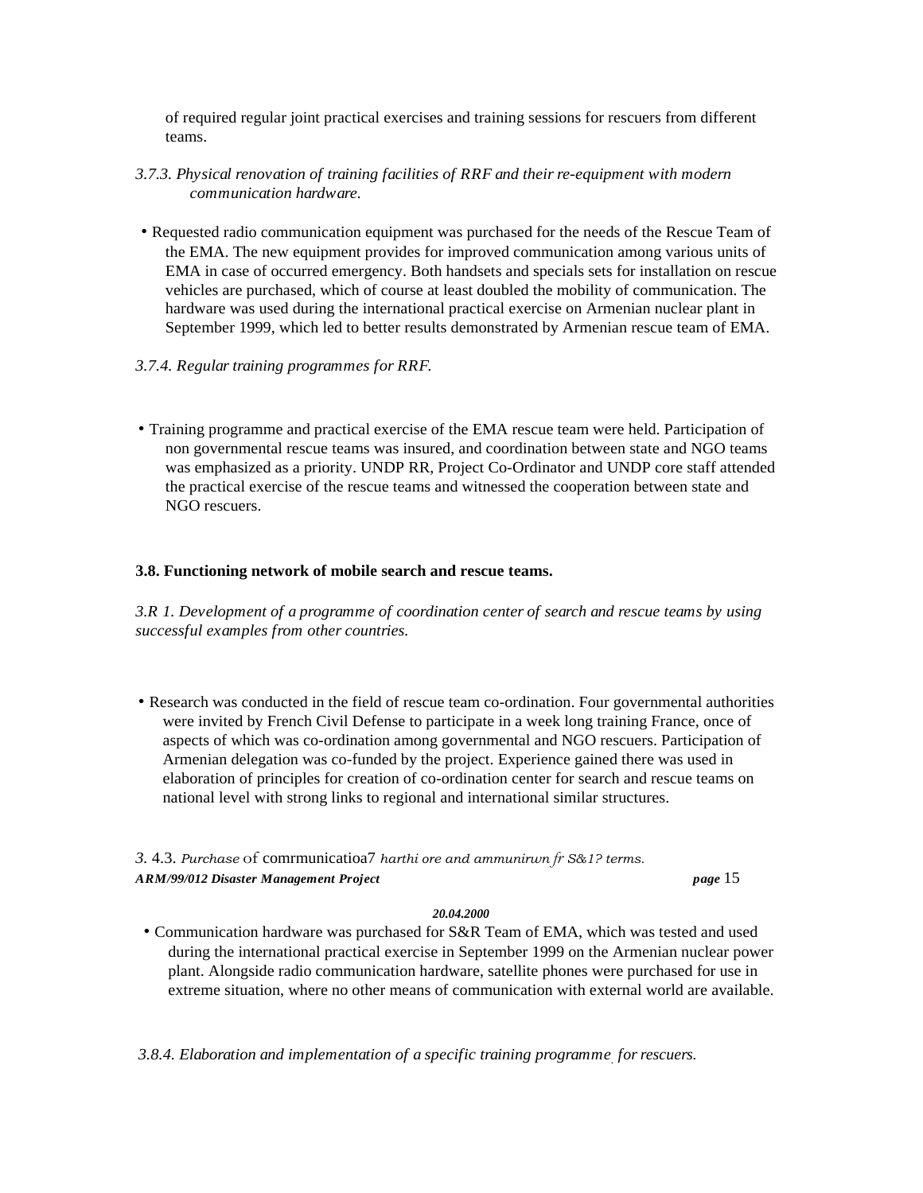of required regular joint practical exercises and training sessions for rescuers from different teams.

*3.7.3. Physical renovation of training facilities of RRF and their re-equipment with modern communication hardware.*

- Requested radio communication equipment was purchased for the needs of the Rescue Team of the EMA. The new equipment provides for improved communication among various units of EMA in case of occurred emergency. Both handsets and specials sets for installation on rescue vehicles are purchased, which of course at least doubled the mobility of communication. The hardware was used during the international practical exercise on Armenian nuclear plant in September 1999, which led to better results demonstrated by Armenian rescue team of EMA.

*3.7.4. Regular training programmes for RRF.*

- Training programme and practical exercise of the EMA rescue team were held. Participation of non governmental rescue teams was insured, and coordination between state and NGO teams was emphasized as a priority. UNDP RR, Project Co-Ordinator and UNDP core staff attended the practical exercise of the rescue teams and witnessed the cooperation between state and NGO rescuers.

**3.8. Functioning network of mobile search and rescue teams.**

*3.R 1. Development of a programme of coordination center of search and rescue teams by using successful examples from other countries.*

- Research was conducted in the field of rescue team co-ordination. Four governmental authorities were invited by French Civil Defense to participate in a week long training France, once of aspects of which was co-ordination among governmental and NGO rescuers. Participation of Armenian delegation was co-funded by the project. Experience gained there was used in elaboration of principles for creation of co-ordination center for search and rescue teams on national level with strong links to regional and international similar structures.

*3.* 4.3. *Purchase* of comrmunicatioa7 *harthi ore and ammunirwn fr S&1? terms.*

- Communication hardware was purchased for S&R Team of EMA, which was tested and used during the international practical exercise in September 1999 on the Armenian nuclear power plant. Alongside radio communication hardware, satellite phones were purchased for use in extreme situation, where no other means of communication with external world are available.

*3.8.4. Elaboration and implementation of a specific training programme for rescuers.*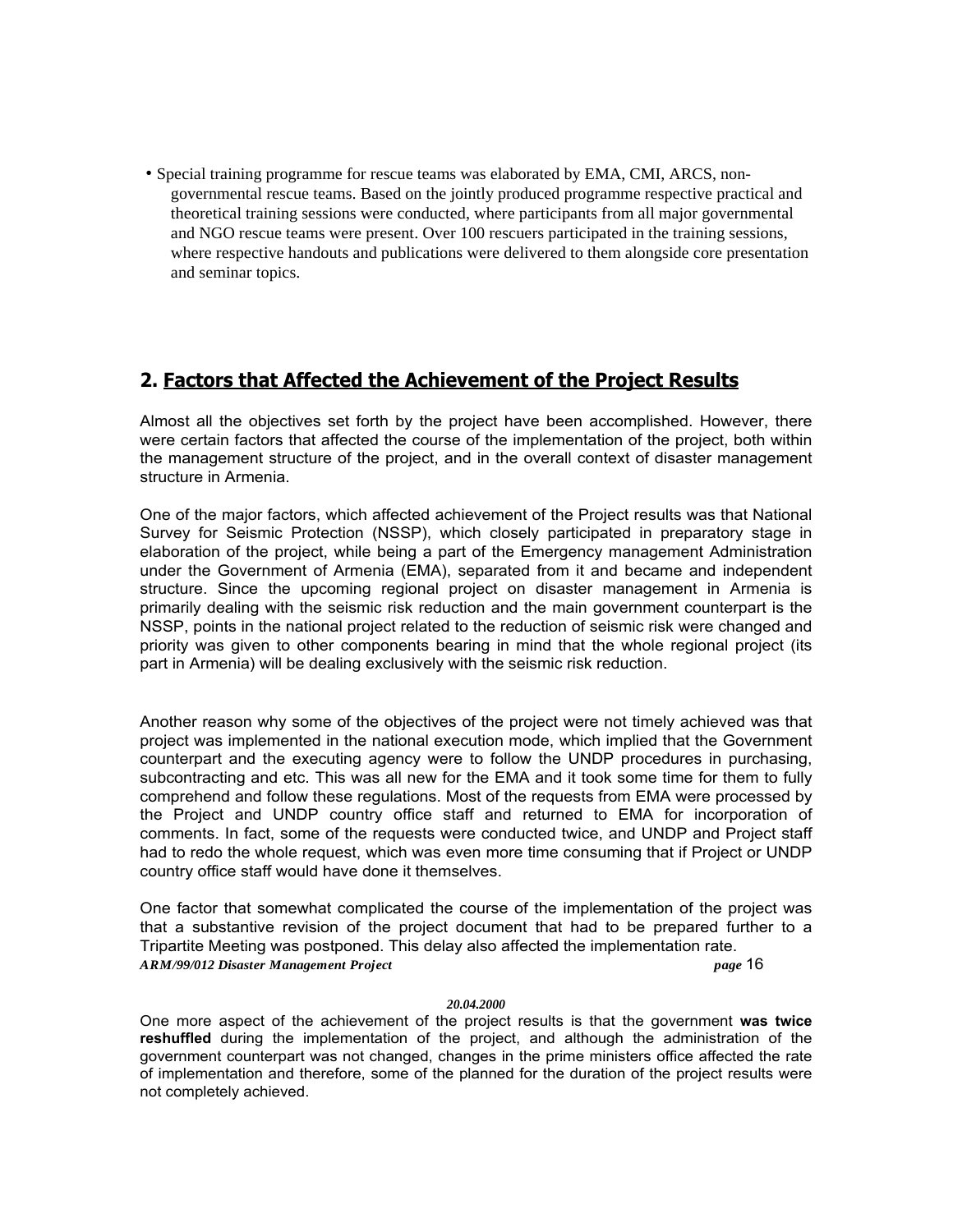- Special training programme for rescue teams was elaborated by EMA, CMI, ARCS, non-governmental rescue teams. Based on the jointly produced programme respective practical and theoretical training sessions were conducted, where participants from all major governmental and NGO rescue teams were present. Over 100 rescuers participated in the training sessions, where respective handouts and publications were delivered to them alongside core presentation and seminar topics.

## 2. Factors that Affected the Achievement of the Project Results

Almost all the objectives set forth by the project have been accomplished. However, there were certain factors that affected the course of the implementation of the project, both within the management structure of the project, and in the overall context of disaster management structure in Armenia.

One of the major factors, which affected achievement of the Project results was that National Survey for Seismic Protection (NSSP), which closely participated in preparatory stage in elaboration of the project, while being a part of the Emergency management Administration under the Government of Armenia (EMA), separated from it and became and independent structure. Since the upcoming regional project on disaster management in Armenia is primarily dealing with the seismic risk reduction and the main government counterpart is the NSSP, points in the national project related to the reduction of seismic risk were changed and priority was given to other components bearing in mind that the whole regional project (its part in Armenia) will be dealing exclusively with the seismic risk reduction.

Another reason why some of the objectives of the project were not timely achieved was that project was implemented in the national execution mode, which implied that the Government counterpart and the executing agency were to follow the UNDP procedures in purchasing, subcontracting and etc. This was all new for the EMA and it took some time for them to fully comprehend and follow these regulations. Most of the requests from EMA were processed by the Project and UNDP country office staff and returned to EMA for incorporation of comments. In fact, some of the requests were conducted twice, and UNDP and Project staff had to redo the whole request, which was even more time consuming that if Project or UNDP country office staff would have done it themselves.

One factor that somewhat complicated the course of the implementation of the project was that a substantive revision of the project document that had to be prepared further to a Tripartite Meeting was postponed. This delay also affected the implementation rate.

One more aspect of the achievement of the project results is that the government **was twice reshuffled** during the implementation of the project, and although the administration of the government counterpart was not changed, changes in the prime ministers office affected the rate of implementation and therefore, some of the planned for the duration of the project results were not completely achieved.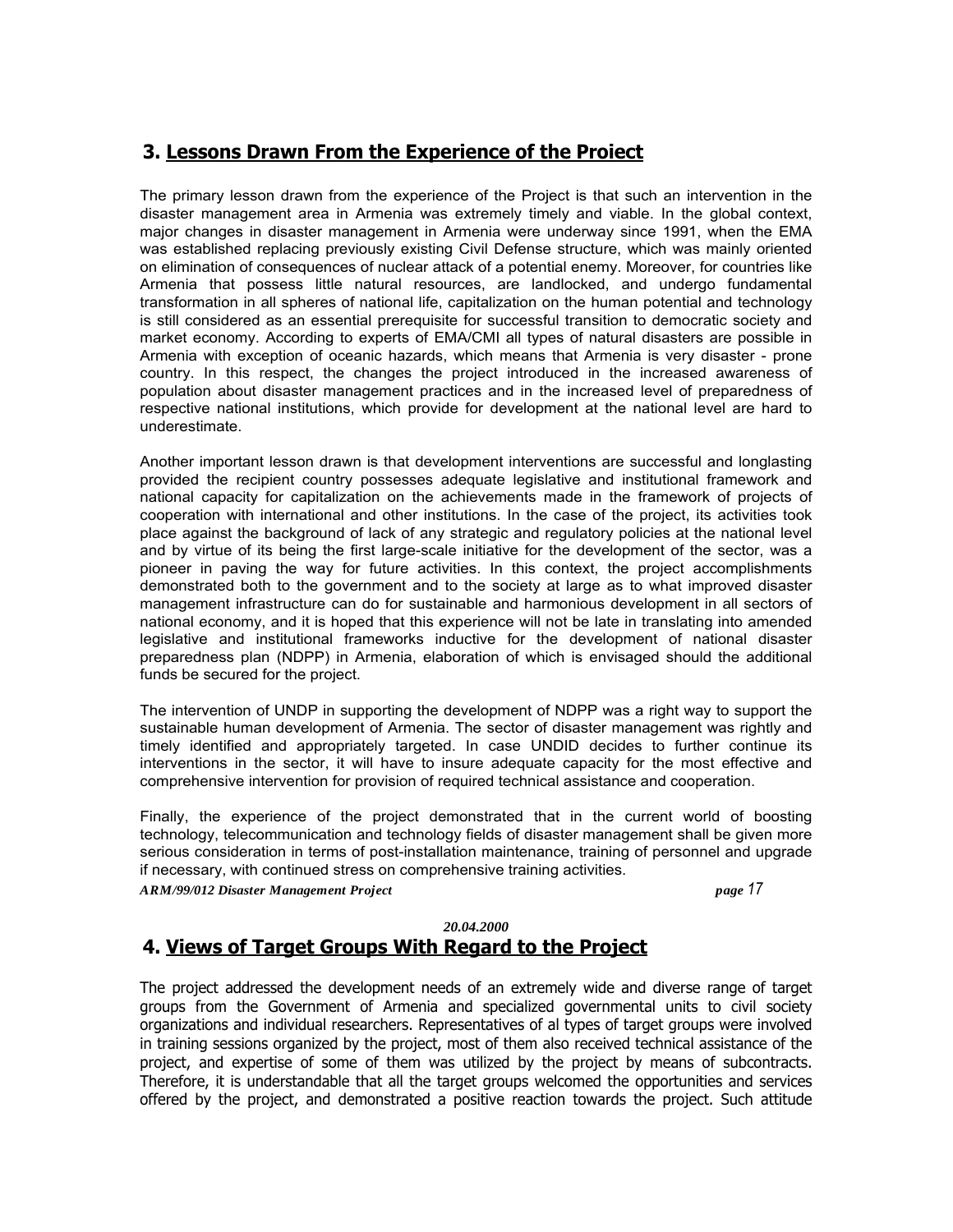## 3. Lessons Drawn From the Experience of the Project

The primary lesson drawn from the experience of the Project is that such an intervention in the disaster management area in Armenia was extremely timely and viable. In the global context, major changes in disaster management in Armenia were underway since 1991, when the EMA was established replacing previously existing Civil Defense structure, which was mainly oriented on elimination of consequences of nuclear attack of a potential enemy. Moreover, for countries like Armenia that possess little natural resources, are landlocked, and undergo fundamental transformation in all spheres of national life, capitalization on the human potential and technology is still considered as an essential prerequisite for successful transition to democratic society and market economy. According to experts of EMA/CMI all types of natural disasters are possible in Armenia with exception of oceanic hazards, which means that Armenia is very disaster - prone country. In this respect, the changes the project introduced in the increased awareness of population about disaster management practices and in the increased level of preparedness of respective national institutions, which provide for development at the national level are hard to underestimate.

Another important lesson drawn is that development interventions are successful and longlasting provided the recipient country possesses adequate legislative and institutional framework and national capacity for capitalization on the achievements made in the framework of projects of cooperation with international and other institutions. In the case of the project, its activities took place against the background of lack of any strategic and regulatory policies at the national level and by virtue of its being the first large-scale initiative for the development of the sector, was a pioneer in paving the way for future activities. In this context, the project accomplishments demonstrated both to the government and to the society at large as to what improved disaster management infrastructure can do for sustainable and harmonious development in all sectors of national economy, and it is hoped that this experience will not be late in translating into amended legislative and institutional frameworks inductive for the development of national disaster preparedness plan (NDPP) in Armenia, elaboration of which is envisaged should the additional funds be secured for the project.

The intervention of UNDP in supporting the development of NDPP was a right way to support the sustainable human development of Armenia. The sector of disaster management was rightly and timely identified and appropriately targeted. In case UNDID decides to further continue its interventions in the sector, it will have to insure adequate capacity for the most effective and comprehensive intervention for provision of required technical assistance and cooperation.

Finally, the experience of the project demonstrated that in the current world of boosting technology, telecommunication and technology fields of disaster management shall be given more serious consideration in terms of post-installation maintenance, training of personnel and upgrade if necessary, with continued stress on comprehensive training activities.

## 4. Views of Target Groups With Regard to the Project

The project addressed the development needs of an extremely wide and diverse range of target groups from the Government of Armenia and specialized governmental units to civil society organizations and individual researchers. Representatives of al types of target groups were involved in training sessions organized by the project, most of them also received technical assistance of the project, and expertise of some of them was utilized by the project by means of subcontracts. Therefore, it is understandable that all the target groups welcomed the opportunities and services offered by the project, and demonstrated a positive reaction towards the project. Such attitude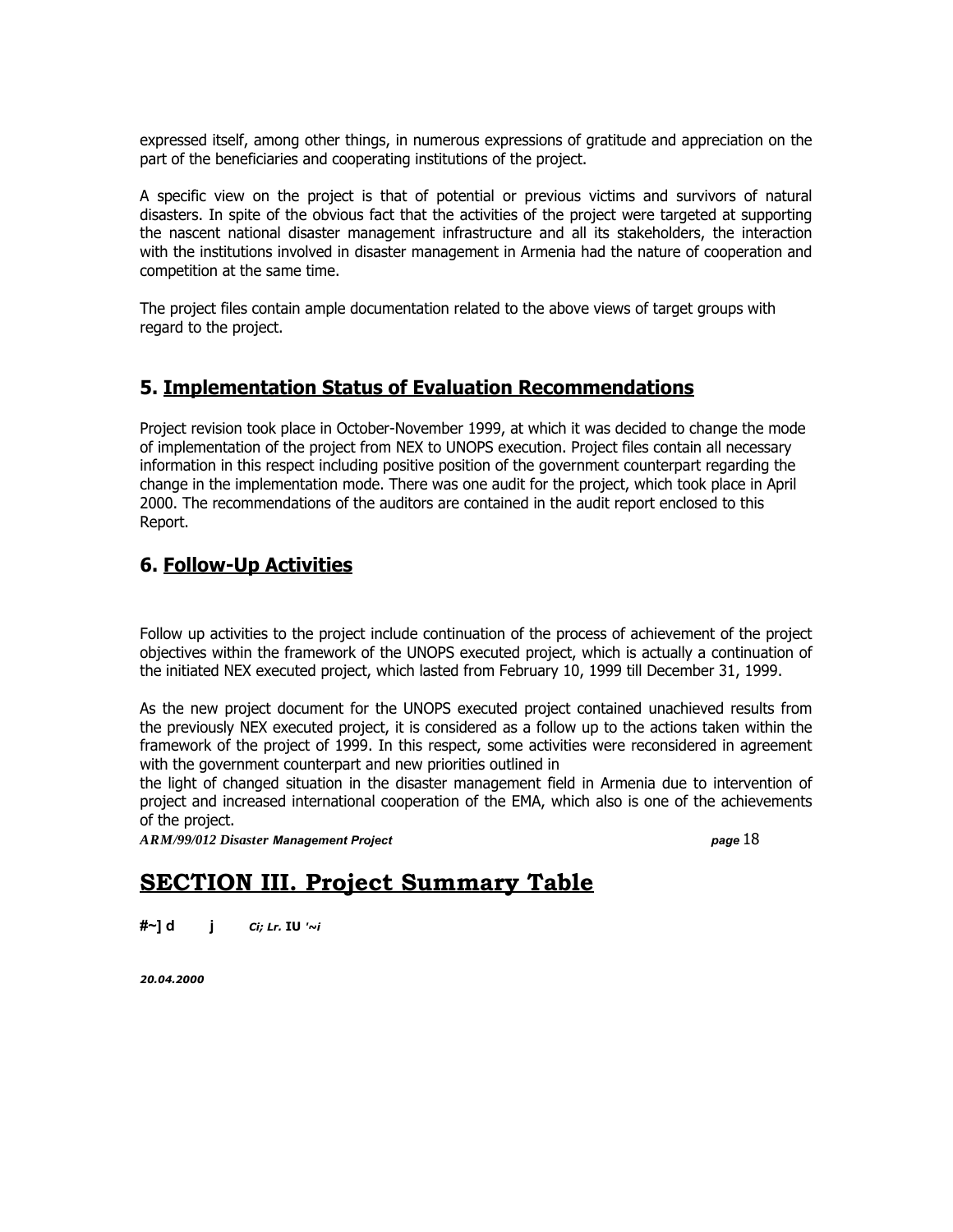expressed itself, among other things, in numerous expressions of gratitude and appreciation on the part of the beneficiaries and cooperating institutions of the project.

A specific view on the project is that of potential or previous victims and survivors of natural disasters. In spite of the obvious fact that the activities of the project were targeted at supporting the nascent national disaster management infrastructure and all its stakeholders, the interaction with the institutions involved in disaster management in Armenia had the nature of cooperation and competition at the same time.

The project files contain ample documentation related to the above views of target groups with regard to the project.

## 5. Implementation Status of Evaluation Recommendations

Project revision took place in October-November 1999, at which it was decided to change the mode of implementation of the project from NEX to UNOPS execution. Project files contain all necessary information in this respect including positive position of the government counterpart regarding the change in the implementation mode. There was one audit for the project, which took place in April 2000. The recommendations of the auditors are contained in the audit report enclosed to this Report.

## 6. Follow-Up Activities

Follow up activities to the project include continuation of the process of achievement of the project objectives within the framework of the UNOPS executed project, which is actually a continuation of the initiated NEX executed project, which lasted from February 10, 1999 till December 31, 1999.

As the new project document for the UNOPS executed project contained unachieved results from the previously NEX executed project, it is considered as a follow up to the actions taken within the framework of the project of 1999. In this respect, some activities were reconsidered in agreement with the government counterpart and new priorities outlined in
the light of changed situation in the disaster management field in Armenia due to intervention of project and increased international cooperation of the EMA, which also is one of the achievements of the project.

# SECTION III. Project Summary Table

**#~] d j** ***Ci; Lr.* IU *'~i***

***20.04.2000***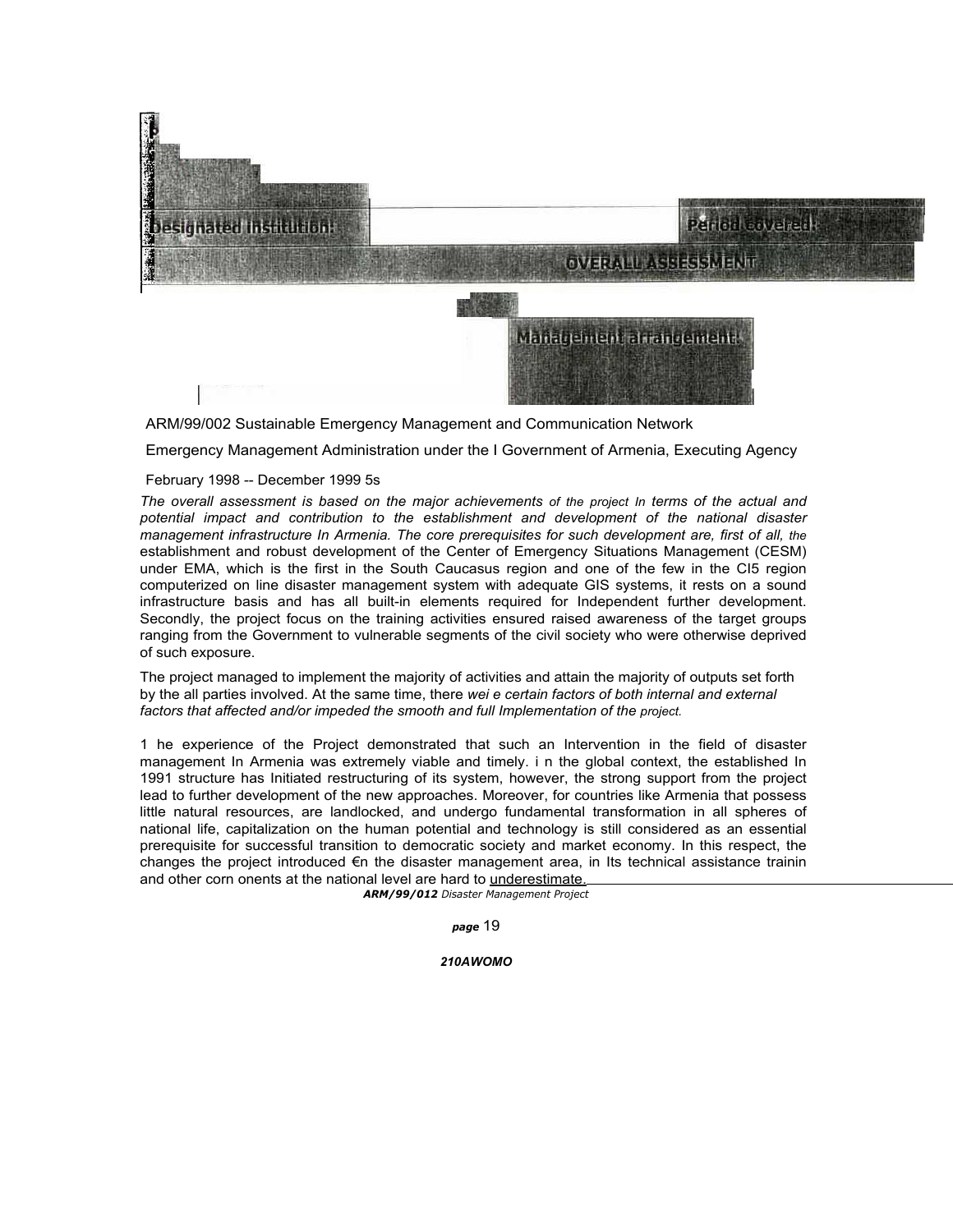**Designated Institution:** | **Period Covered:**

**OVERALL ASSESSMENT**

**Management arrangement:**

ARM/99/002 Sustainable Emergency Management and Communication Network

Emergency Management Administration under the I Government of Armenia, Executing Agency

February 1998 -- December 1999 5s

*The overall assessment is based on the major achievements of the project In terms of the actual and potential impact and contribution to the establishment and development of the national disaster management infrastructure In Armenia. The core prerequisites for such development are, first of all, the* establishment and robust development of the Center of Emergency Situations Management (CESM) under EMA, which is the first in the South Caucasus region and one of the few in the CI5 region computerized on line disaster management system with adequate GIS systems, it rests on a sound infrastructure basis and has all built-in elements required for Independent further development. Secondly, the project focus on the training activities ensured raised awareness of the target groups ranging from the Government to vulnerable segments of the civil society who were otherwise deprived of such exposure.

The project managed to implement the majority of activities and attain the majority of outputs set forth by the all parties involved. At the same time, there *wei e certain factors of both internal and external factors that affected and/or impeded the smooth and full Implementation of the project.*

1 he experience of the Project demonstrated that such an Intervention in the field of disaster management In Armenia was extremely viable and timely. i n the global context, the established In 1991 structure has Initiated restructuring of its system, however, the strong support from the project lead to further development of the new approaches. Moreover, for countries like Armenia that possess little natural resources, are landlocked, and undergo fundamental transformation in all spheres of national life, capitalization on the human potential and technology is still considered as an essential prerequisite for successful transition to democratic society and market economy. In this respect, the changes the project introduced €n the disaster management area, in Its technical assistance trainin and other corn onents at the national level are hard to underestimate.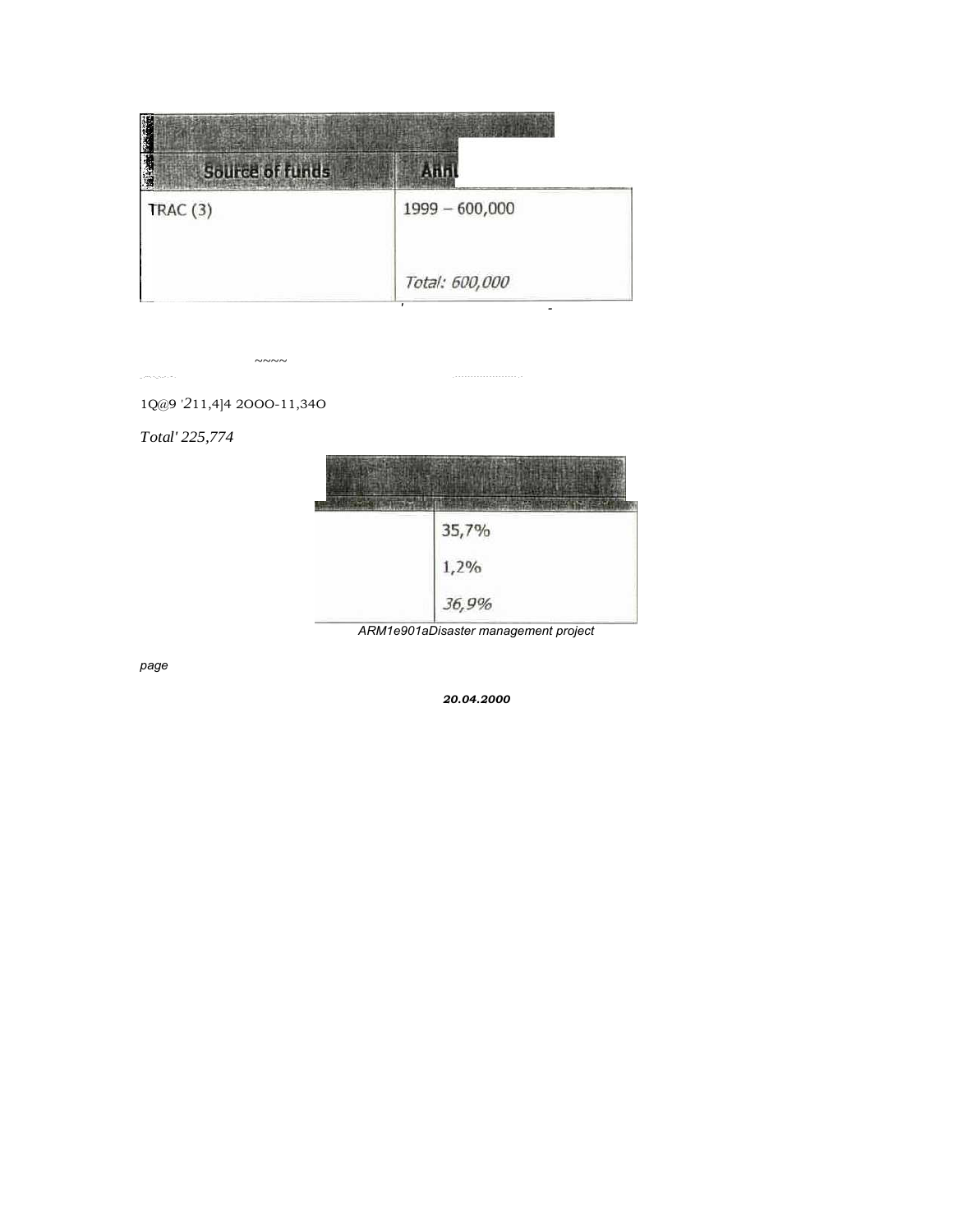| Source of funds | Ann |
| --- | --- |
| TRAC (3) | 1999 – 600,000<br><br>*Total: 600,000* |

1Q@9 '211,4]4 2OOO-11,34O

*Total' 225,774*

| | |
| --- | --- |
| | 35,7% |
| | 1,2% |
| | *36,9%* |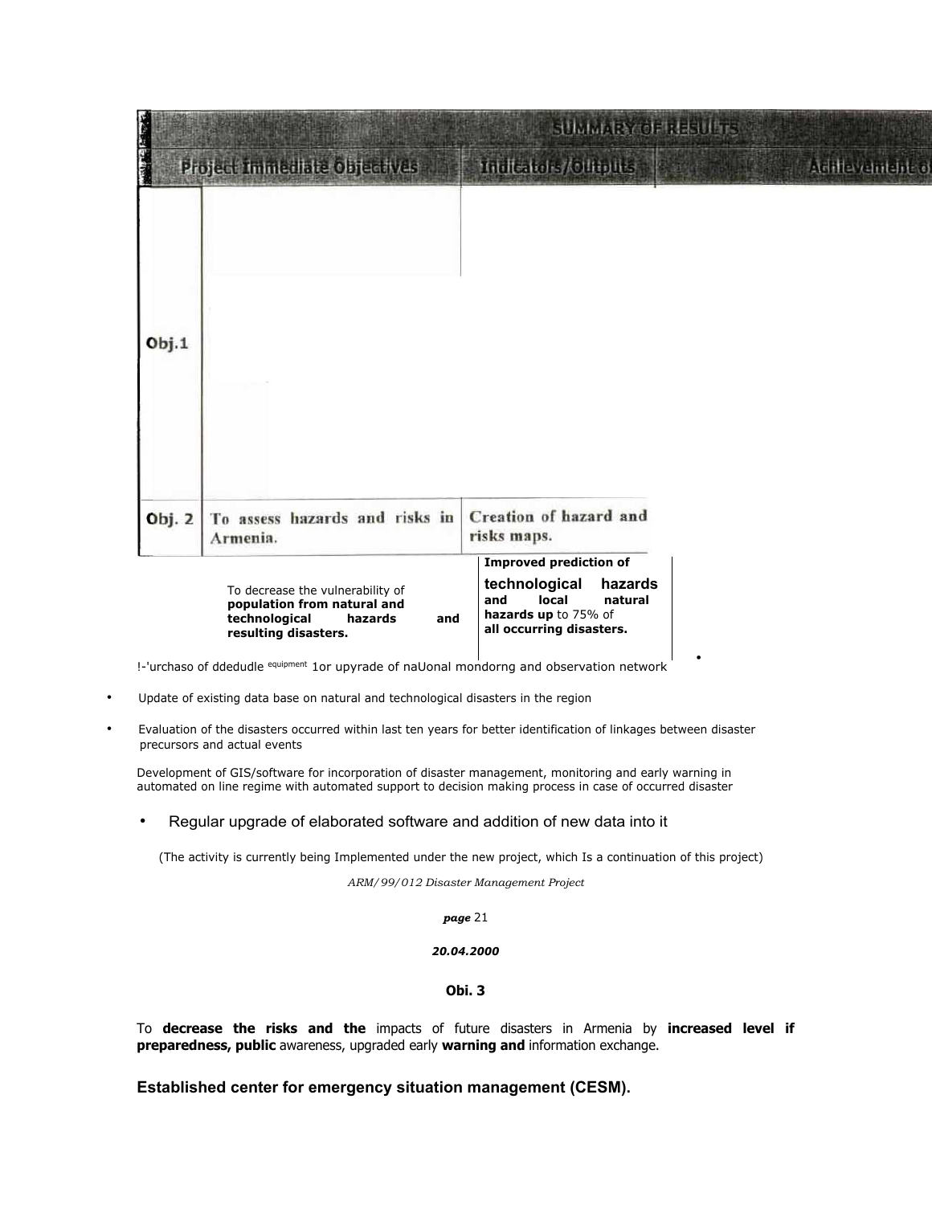| | SUMMARY OF RESULTS | | |
|---|---|---|---|
| | Project Immediate Objectives | Indicators/Outputs | Achievement o |
| Obj.1 | | | |
| Obj. 2 | To assess hazards and risks in Armenia. | Creation of hazard and risks maps. | |

To decrease the vulnerability of **population from natural and technological hazards and resulting disasters.**

**Improved prediction of technological hazards and local natural hazards up** to 75% of **all occurring disasters.**

- !-'urchaso of ddedudle equipment 1or upyrade of naUonal mondorng and observation network
- Update of existing data base on natural and technological disasters in the region
- Evaluation of the disasters occurred within last ten years for better identification of linkages between disaster precursors and actual events

Development of GIS/software for incorporation of disaster management, monitoring and early warning in automated on line regime with automated support to decision making process in case of occurred disaster

- Regular upgrade of elaborated software and addition of new data into it

(The activity is currently being Implemented under the new project, which Is a continuation of this project)

**Obi. 3**

To **decrease the risks and the** impacts of future disasters in Armenia by **increased level if preparedness, public** awareness, upgraded early **warning and** information exchange.

**Established center for emergency situation management (CESM).**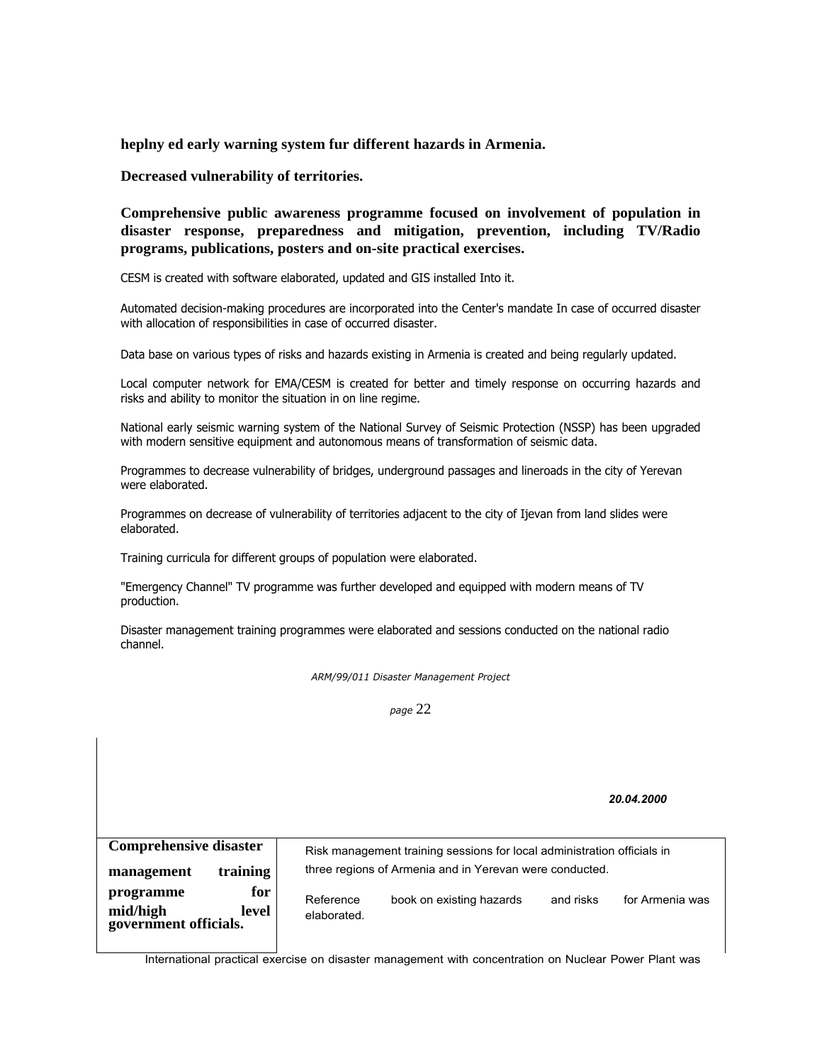**heplny ed early warning system fur different hazards in Armenia.**

**Decreased vulnerability of territories.**

**Comprehensive public awareness programme focused on involvement of population in disaster response, preparedness and mitigation, prevention, including TV/Radio programs, publications, posters and on-site practical exercises.**

CESM is created with software elaborated, updated and GIS installed Into it.

Automated decision-making procedures are incorporated into the Center's mandate In case of occurred disaster with allocation of responsibilities in case of occurred disaster.

Data base on various types of risks and hazards existing in Armenia is created and being regularly updated.

Local computer network for EMA/CESM is created for better and timely response on occurring hazards and risks and ability to monitor the situation in on line regime.

National early seismic warning system of the National Survey of Seismic Protection (NSSP) has been upgraded with modern sensitive equipment and autonomous means of transformation of seismic data.

Programmes to decrease vulnerability of bridges, underground passages and lineroads in the city of Yerevan were elaborated.

Programmes on decrease of vulnerability of territories adjacent to the city of Ijevan from land slides were elaborated.

Training curricula for different groups of population were elaborated.

"Emergency Channel" TV programme was further developed and equipped with modern means of TV production.

Disaster management training programmes were elaborated and sessions conducted on the national radio channel.

*20.04.2000*

| **Comprehensive disaster management training programme for mid/high level government officials.** | Risk management training sessions for local administration officials in three regions of Armenia and in Yerevan were conducted.<br><br>Reference book on existing hazards and risks for Armenia was elaborated. |
|---|---|

International practical exercise on disaster management with concentration on Nuclear Power Plant was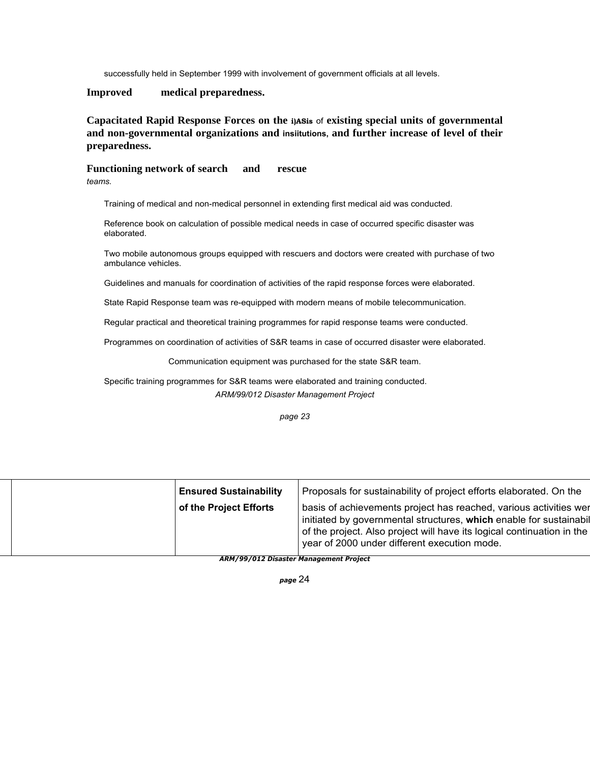successfully held in September 1999 with involvement of government officials at all levels.

**Improved medical preparedness.**

**Capacitated Rapid Response Forces on the i)ASis of existing special units of governmental and non-governmental organizations and insiitutions, and further increase of level of their preparedness.**

**Functioning network of search and rescue** *teams.*

Training of medical and non-medical personnel in extending first medical aid was conducted.

Reference book on calculation of possible medical needs in case of occurred specific disaster was elaborated.

Two mobile autonomous groups equipped with rescuers and doctors were created with purchase of two ambulance vehicles.

Guidelines and manuals for coordination of activities of the rapid response forces were elaborated.

State Rapid Response team was re-equipped with modern means of mobile telecommunication.

Regular practical and theoretical training programmes for rapid response teams were conducted.

Programmes on coordination of activities of S&R teams in case of occurred disaster were elaborated.

Communication equipment was purchased for the state S&R team.

Specific training programmes for S&R teams were elaborated and training conducted.

| | | |
|---|---|---|
| | **Ensured Sustainability of the Project Efforts** | Proposals for sustainability of project efforts elaborated. On the basis of achievements project has reached, various activities wer initiated by governmental structures, **which** enable for sustainabil of the project. Also project will have its logical continuation in the year of 2000 under different execution mode. |